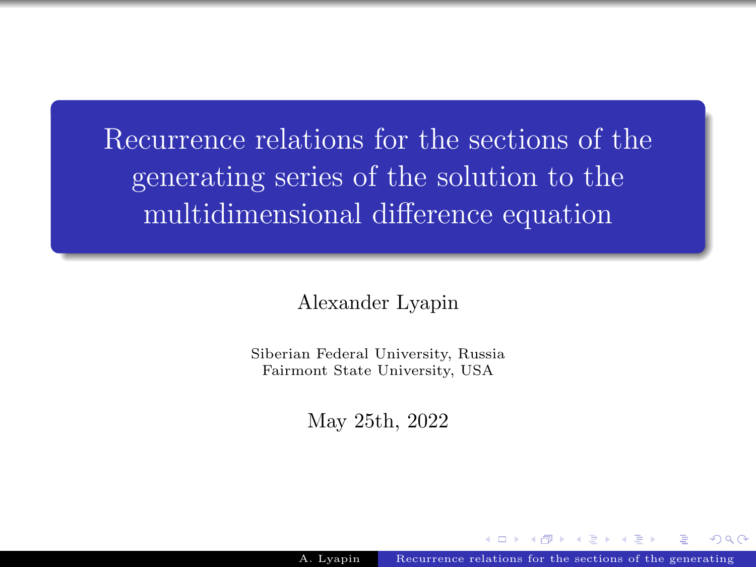# Recurrence relations for the sections of the generating series of the solution to the multidimensional difference equation

Alexander Lyapin

Siberian Federal University, Russia
Fairmont State University, USA

May 25th, 2022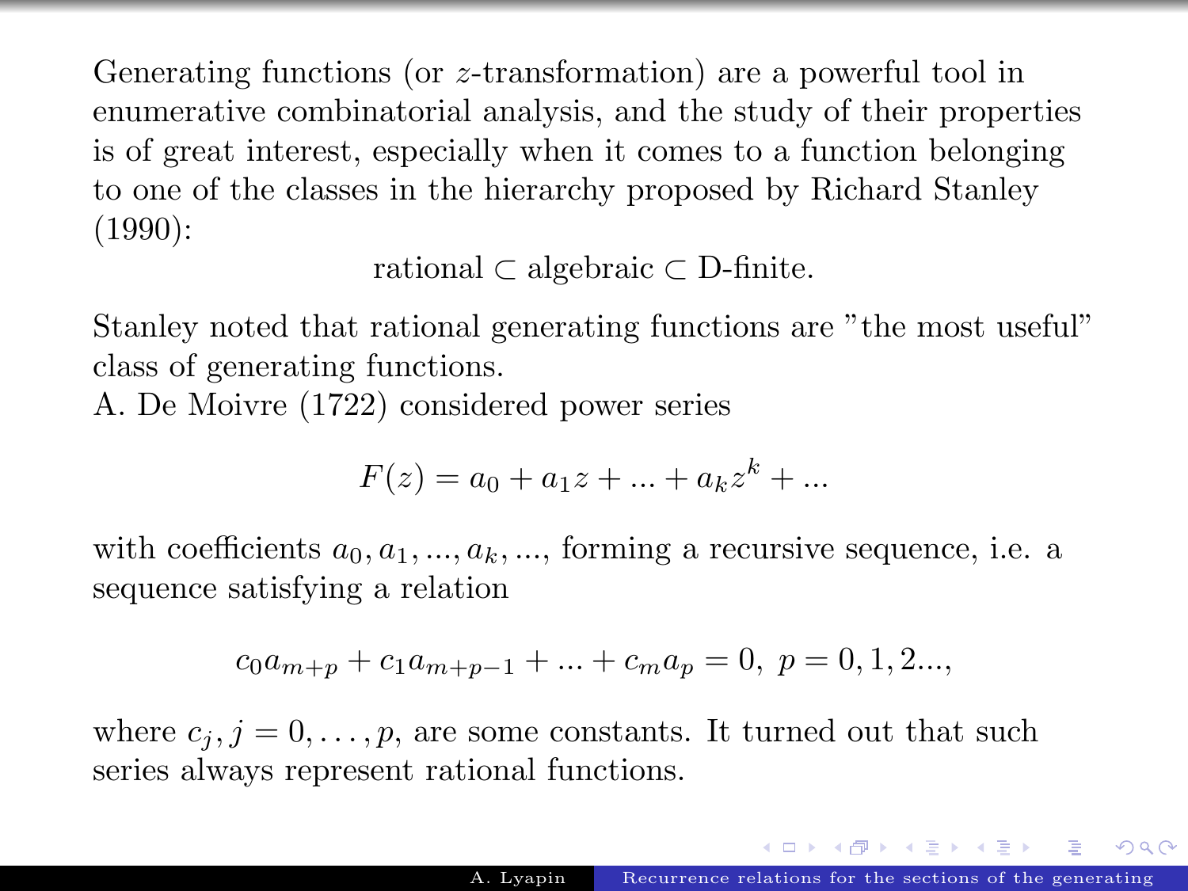Generating functions (or $z$-transformation) are a powerful tool in enumerative combinatorial analysis, and the study of their properties is of great interest, especially when it comes to a function belonging to one of the classes in the hierarchy proposed by Richard Stanley (1990):

$$\text{rational} \subset \text{algebraic} \subset \text{D-finite}.$$

Stanley noted that rational generating functions are "the most useful" class of generating functions.

A. De Moivre (1722) considered power series

$$F(z) = a_0 + a_1 z + ... + a_k z^k + ...$$

with coefficients $a_0, a_1, ..., a_k, ...,$ forming a recursive sequence, i.e. a sequence satisfying a relation

$$c_0 a_{m+p} + c_1 a_{m+p-1} + ... + c_m a_p = 0, \ p = 0, 1, 2...,$$

where $c_j, j = 0, \ldots, p$, are some constants. It turned out that such series always represent rational functions.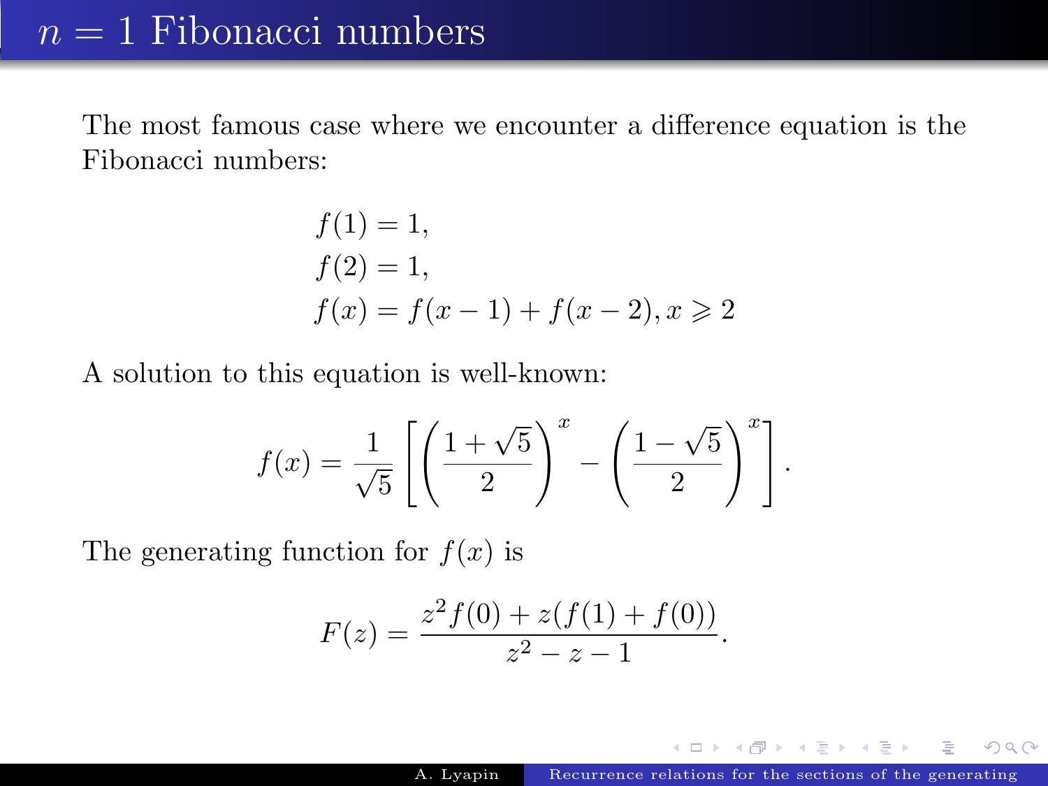# $n = 1$ Fibonacci numbers

The most famous case where we encounter a difference equation is the Fibonacci numbers:

$$
\begin{aligned}
&f(1) = 1,\\
&f(2) = 1,\\
&f(x) = f(x-1) + f(x-2), x \geqslant 2
\end{aligned}
$$

A solution to this equation is well-known:

$$
f(x) = \frac{1}{\sqrt{5}} \left[ \left( \frac{1+\sqrt{5}}{2} \right)^x - \left( \frac{1-\sqrt{5}}{2} \right)^x \right].
$$

The generating function for $f(x)$ is

$$
F(z) = \frac{z^2 f(0) + z(f(1) + f(0))}{z^2 - z - 1}.
$$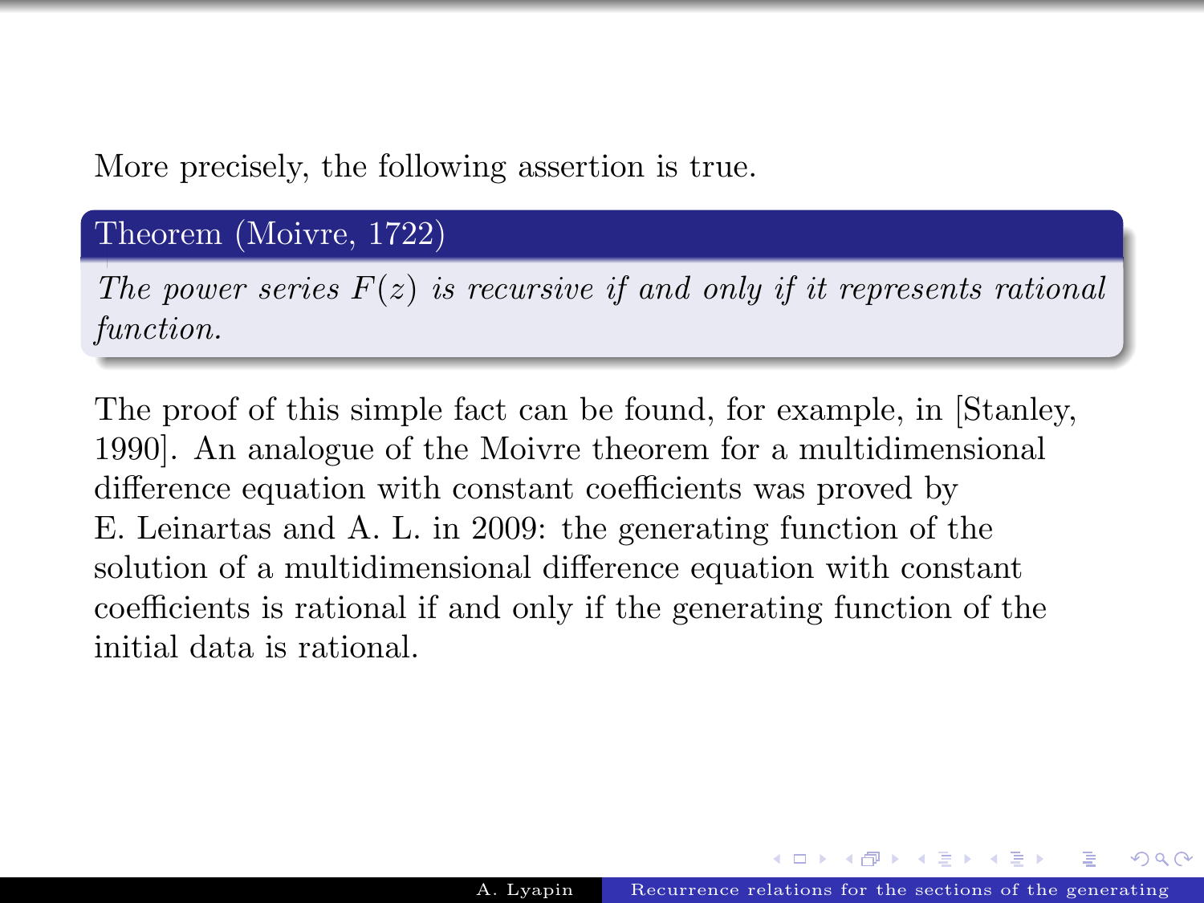More precisely, the following assertion is true.

**Theorem (Moivre, 1722)**

*The power series $F(z)$ is recursive if and only if it represents rational function.*

The proof of this simple fact can be found, for example, in [Stanley, 1990]. An analogue of the Moivre theorem for a multidimensional difference equation with constant coefficients was proved by E. Leinartas and A. L. in 2009: the generating function of the solution of a multidimensional difference equation with constant coefficients is rational if and only if the generating function of the initial data is rational.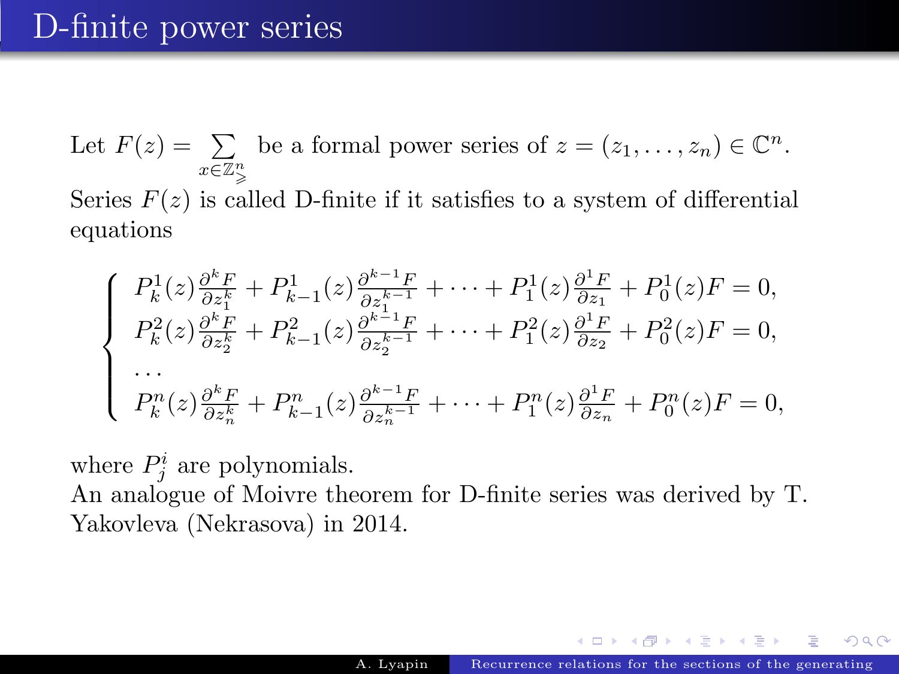# D-finite power series

Let $F(z) = \sum\limits_{x \in \mathbb{Z}^n_{\geqslant}}$ be a formal power series of $z = (z_1, \ldots, z_n) \in \mathbb{C}^n$.

Series $F(z)$ is called D-finite if it satisfies to a system of differential equations

$$
\begin{cases}
P^1_k(z)\frac{\partial^k F}{\partial z_1^k} + P^1_{k-1}(z)\frac{\partial^{k-1} F}{\partial z_1^{k-1}} + \cdots + P^1_1(z)\frac{\partial^1 F}{\partial z_1} + P^1_0(z)F = 0, \\
P^2_k(z)\frac{\partial^k F}{\partial z_2^k} + P^2_{k-1}(z)\frac{\partial^{k-1} F}{\partial z_2^{k-1}} + \cdots + P^2_1(z)\frac{\partial^1 F}{\partial z_2} + P^2_0(z)F = 0, \\
\ldots \\
P^n_k(z)\frac{\partial^k F}{\partial z_n^k} + P^n_{k-1}(z)\frac{\partial^{k-1} F}{\partial z_n^{k-1}} + \cdots + P^n_1(z)\frac{\partial^1 F}{\partial z_n} + P^n_0(z)F = 0,
\end{cases}
$$

where $P^i_j$ are polynomials.

An analogue of Moivre theorem for D-finite series was derived by T. Yakovleva (Nekrasova) in 2014.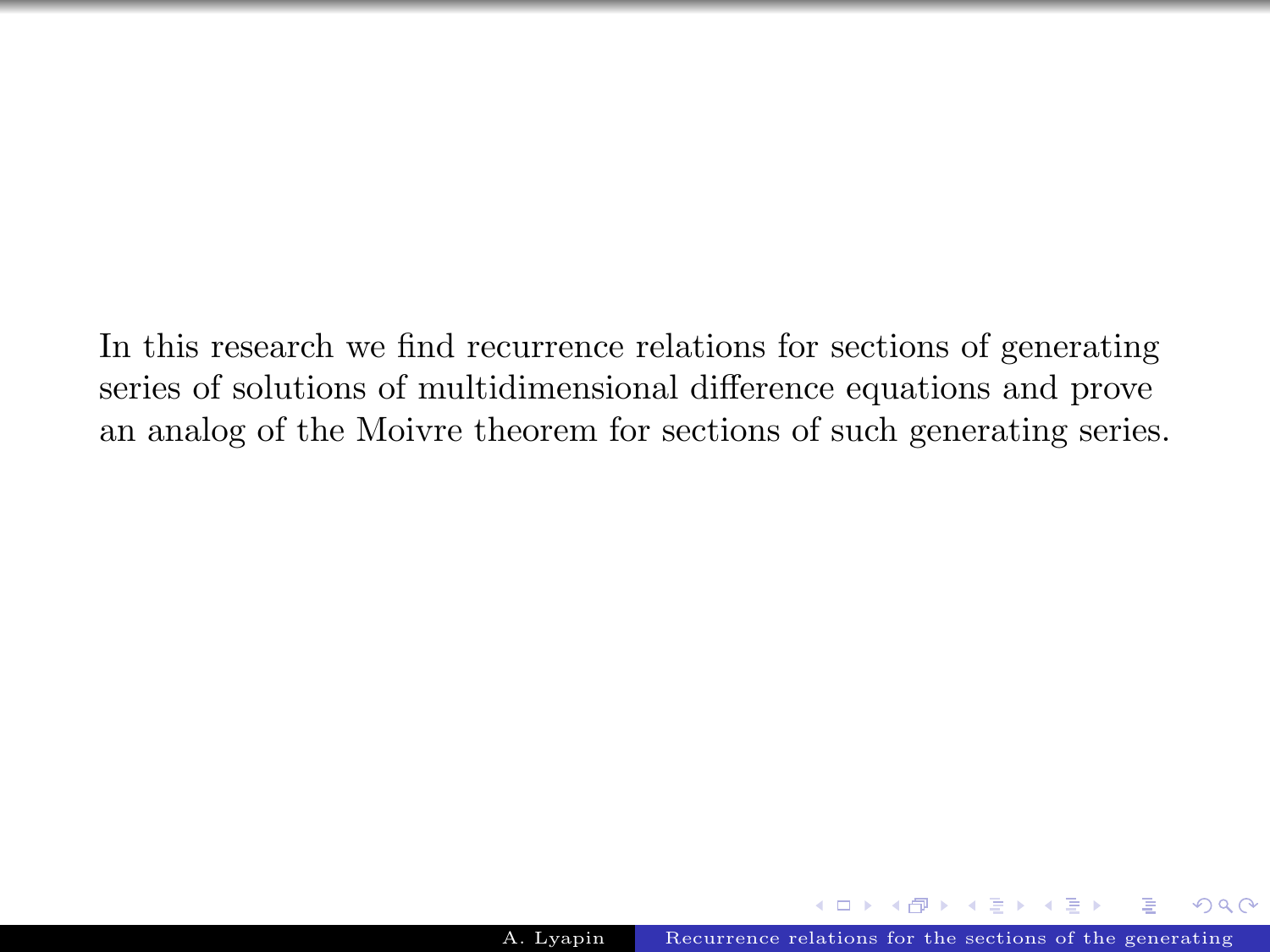In this research we find recurrence relations for sections of generating series of solutions of multidimensional difference equations and prove an analog of the Moivre theorem for sections of such generating series.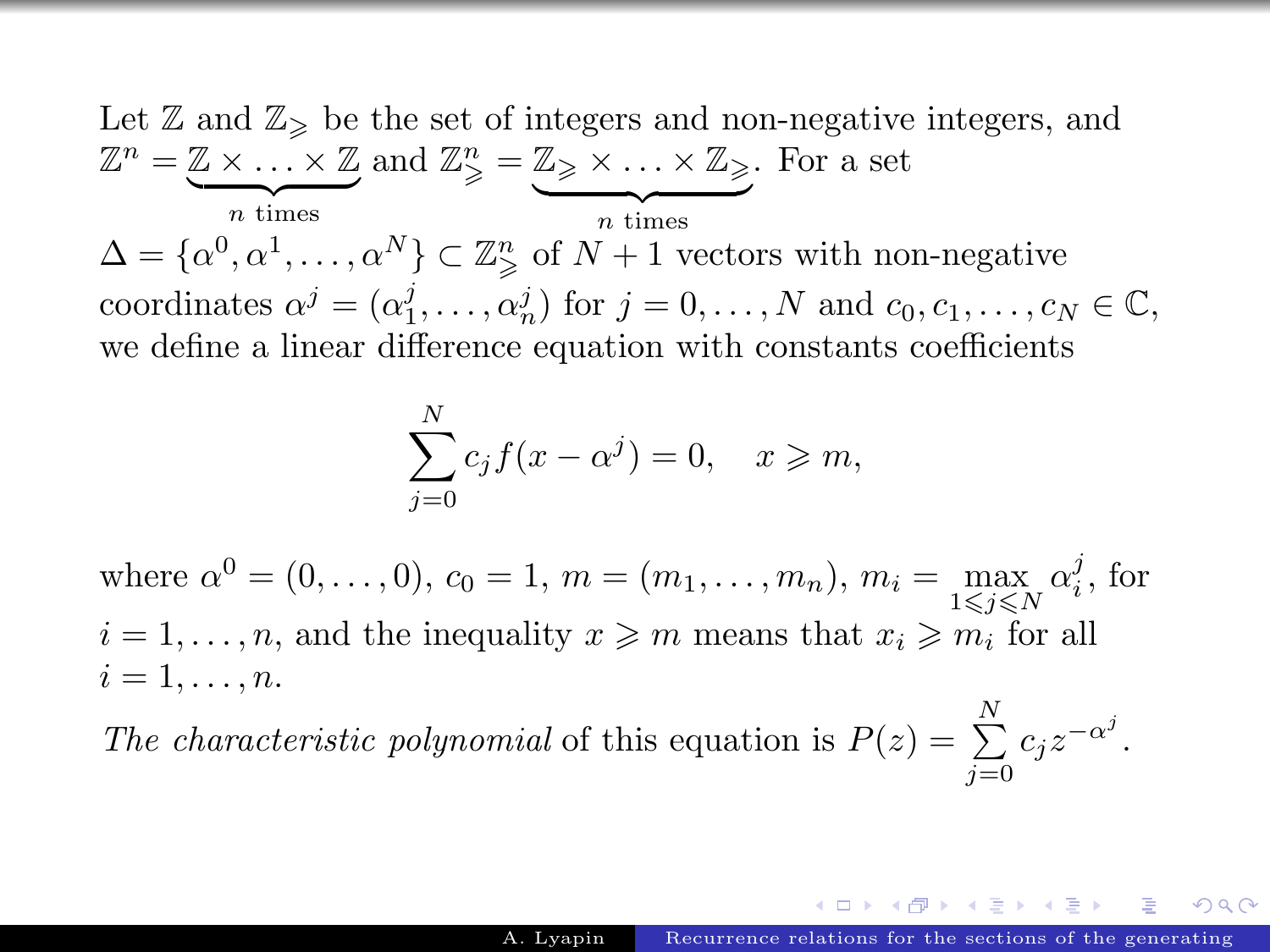Let $\mathbb{Z}$ and $\mathbb{Z}_{\geqslant}$ be the set of integers and non-negative integers, and $\mathbb{Z}^n = \underbrace{\mathbb{Z} \times \ldots \times \mathbb{Z}}_{n \text{ times}}$ and $\mathbb{Z}^n_{\geqslant} = \underbrace{\mathbb{Z}_{\geqslant} \times \ldots \times \mathbb{Z}_{\geqslant}}_{n \text{ times}}$. For a set $\Delta = \{\alpha^0, \alpha^1, \ldots, \alpha^N\} \subset \mathbb{Z}^n_{\geqslant}$ of $N+1$ vectors with non-negative coordinates $\alpha^j = (\alpha^j_1, \ldots, \alpha^j_n)$ for $j = 0, \ldots, N$ and $c_0, c_1, \ldots, c_N \in \mathbb{C}$, we define a linear difference equation with constants coefficients

$$\sum_{j=0}^{N} c_j f(x - \alpha^j) = 0, \quad x \geqslant m,$$

where $\alpha^0 = (0, \ldots, 0)$, $c_0 = 1$, $m = (m_1, \ldots, m_n)$, $m_i = \max\limits_{1 \leqslant j \leqslant N} \alpha^j_i$, for $i = 1, \ldots, n$, and the inequality $x \geqslant m$ means that $x_i \geqslant m_i$ for all $i = 1, \ldots, n$.

*The characteristic polynomial* of this equation is $P(z) = \sum\limits_{j=0}^{N} c_j z^{-\alpha^j}$.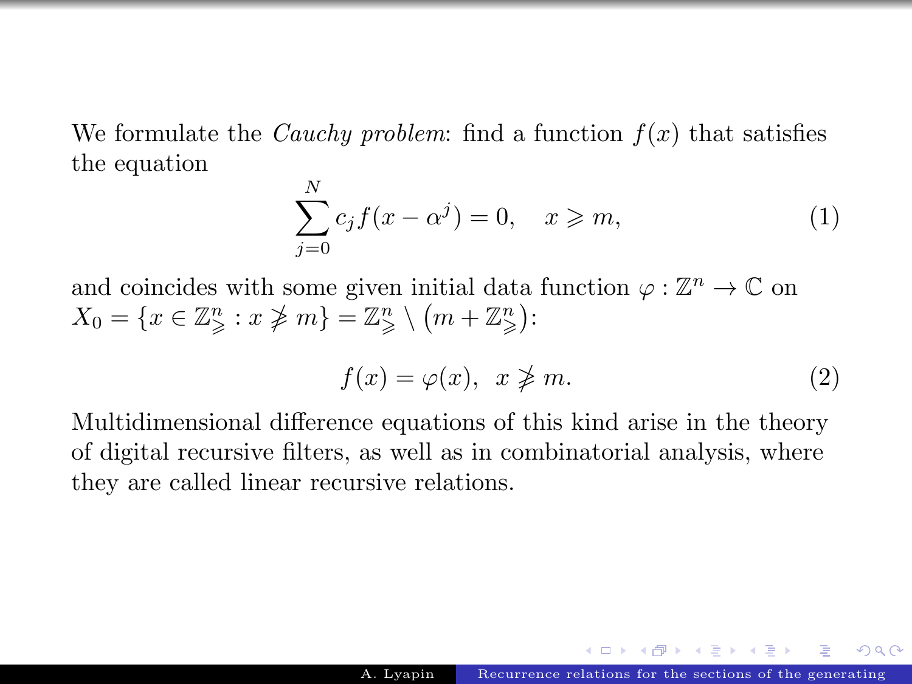We formulate the *Cauchy problem*: find a function $f(x)$ that satisfies the equation

$$\sum_{j=0}^{N} c_j f(x - \alpha^j) = 0, \quad x \geqslant m, \tag{1}$$

and coincides with some given initial data function $\varphi : \mathbb{Z}^n \to \mathbb{C}$ on $X_0 = \{x \in \mathbb{Z}^n_{\geqslant} : x \ngeqslant m\} = \mathbb{Z}^n_{\geqslant} \setminus \left(m + \mathbb{Z}^n_{\geqslant}\right)$:

$$f(x) = \varphi(x), \;\; x \ngeqslant m. \tag{2}$$

Multidimensional difference equations of this kind arise in the theory of digital recursive filters, as well as in combinatorial analysis, where they are called linear recursive relations.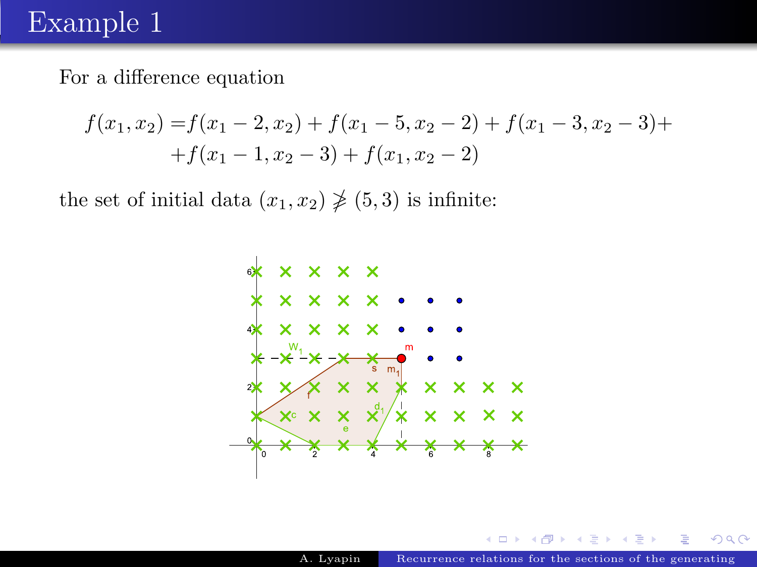# Example 1

For a difference equation

$$\begin{aligned} f(x_1, x_2) = & f(x_1 - 2, x_2) + f(x_1 - 5, x_2 - 2) + f(x_1 - 3, x_2 - 3) + \\ & + f(x_1 - 1, x_2 - 3) + f(x_1, x_2 - 2) \end{aligned}$$

the set of initial data $(x_1, x_2) \ngeq (5, 3)$ is infinite: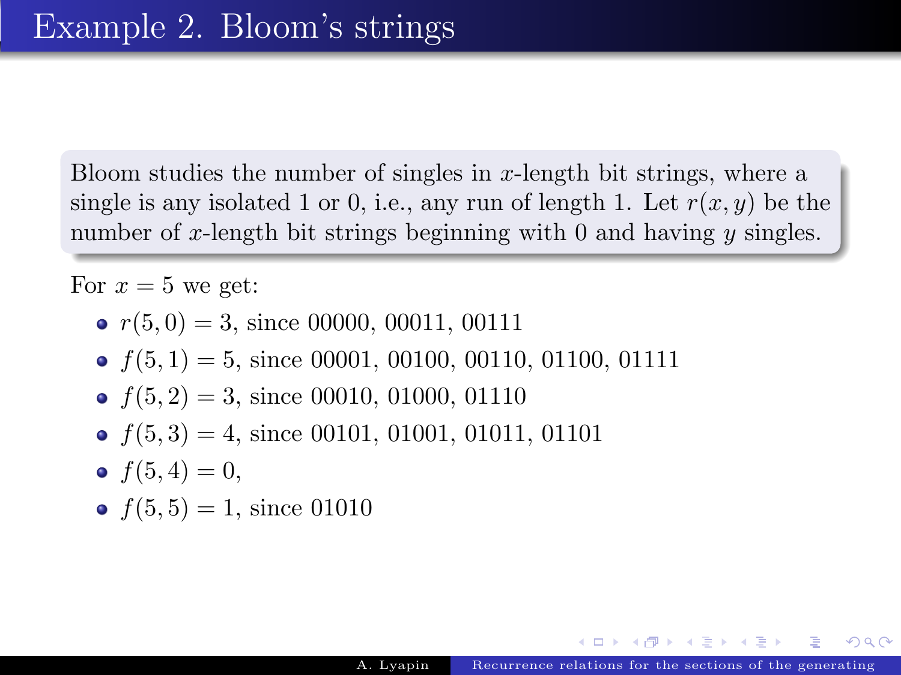# Example 2. Bloom's strings

Bloom studies the number of singles in $x$-length bit strings, where a single is any isolated 1 or 0, i.e., any run of length 1. Let $r(x, y)$ be the number of $x$-length bit strings beginning with 0 and having $y$ singles.

For $x = 5$ we get:

- $r(5, 0) = 3$, since 00000, 00011, 00111
- $f(5, 1) = 5$, since 00001, 00100, 00110, 01100, 01111
- $f(5, 2) = 3$, since 00010, 01000, 01110
- $f(5, 3) = 4$, since 00101, 01001, 01011, 01101
- $f(5, 4) = 0$,
- $f(5, 5) = 1$, since 01010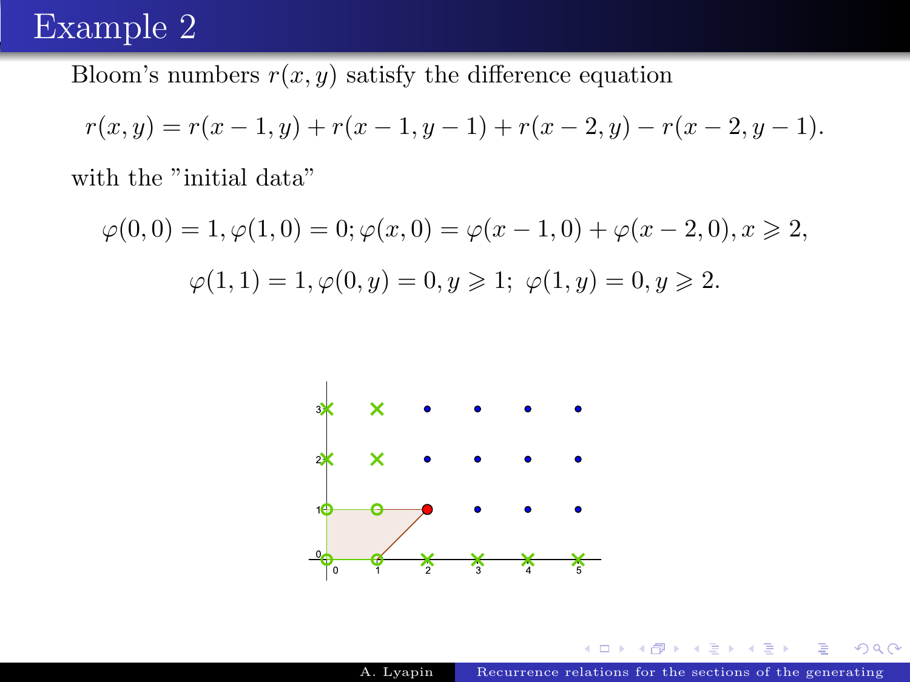# Example 2

Bloom's numbers $r(x, y)$ satisfy the difference equation

$$r(x, y) = r(x-1, y) + r(x-1, y-1) + r(x-2, y) - r(x-2, y-1).$$

with the "initial data"

$$\varphi(0,0) = 1, \varphi(1,0) = 0; \varphi(x,0) = \varphi(x-1,0) + \varphi(x-2,0), x \geqslant 2,$$

$$\varphi(1,1) = 1, \varphi(0,y) = 0, y \geqslant 1; \ \varphi(1,y) = 0, y \geqslant 2.$$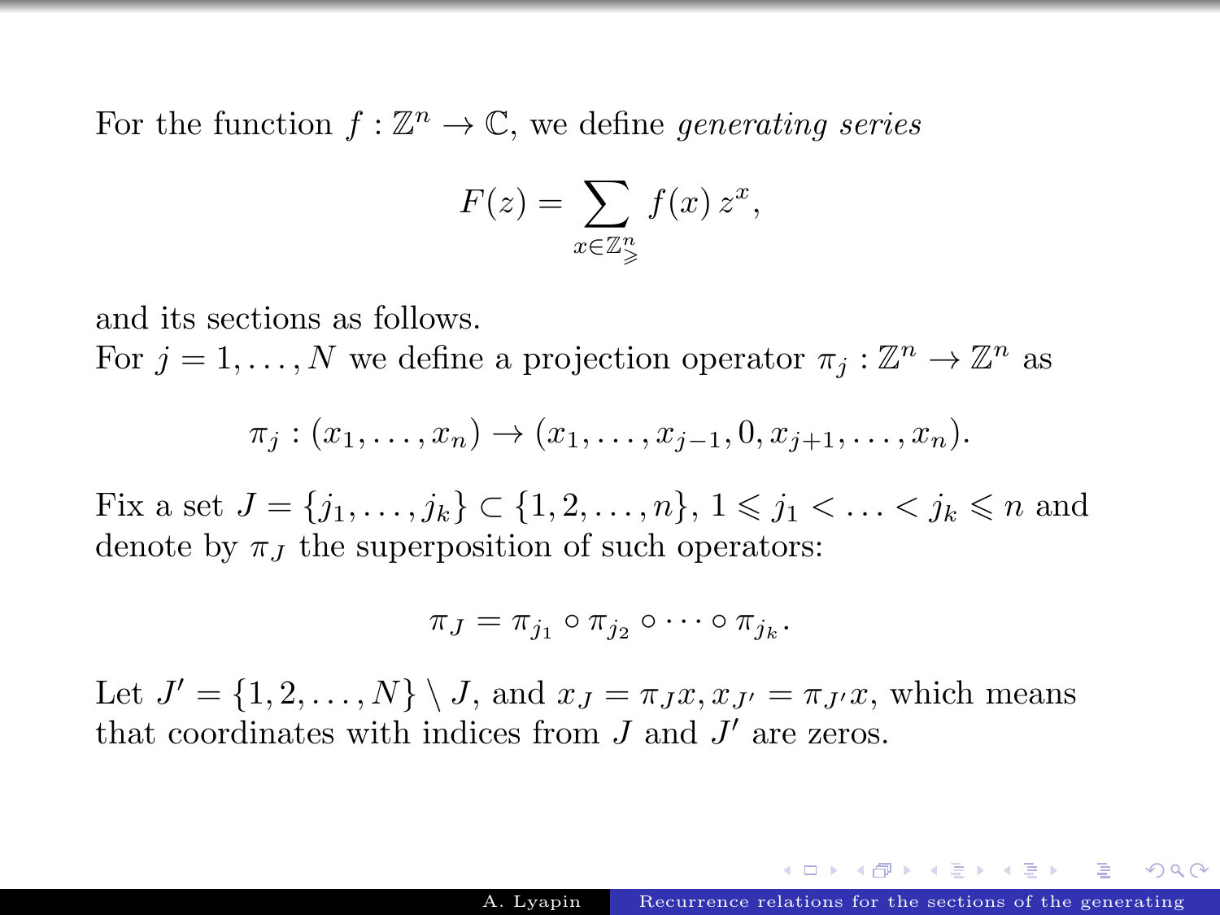For the function $f : \mathbb{Z}^n \to \mathbb{C}$, we define *generating series*

$$F(z) = \sum_{x \in \mathbb{Z}^n_{\geqslant}} f(x)\, z^x,$$

and its sections as follows.
For $j = 1, \ldots, N$ we define a projection operator $\pi_j : \mathbb{Z}^n \to \mathbb{Z}^n$ as

$$\pi_j : (x_1, \ldots, x_n) \to (x_1, \ldots, x_{j-1}, 0, x_{j+1}, \ldots, x_n).$$

Fix a set $J = \{j_1, \ldots, j_k\} \subset \{1, 2, \ldots, n\}$, $1 \leqslant j_1 < \ldots < j_k \leqslant n$ and denote by $\pi_J$ the superposition of such operators:

$$\pi_J = \pi_{j_1} \circ \pi_{j_2} \circ \cdots \circ \pi_{j_k}.$$

Let $J' = \{1, 2, \ldots, N\} \setminus J$, and $x_J = \pi_J x, x_{J'} = \pi_{J'} x$, which means that coordinates with indices from $J$ and $J'$ are zeros.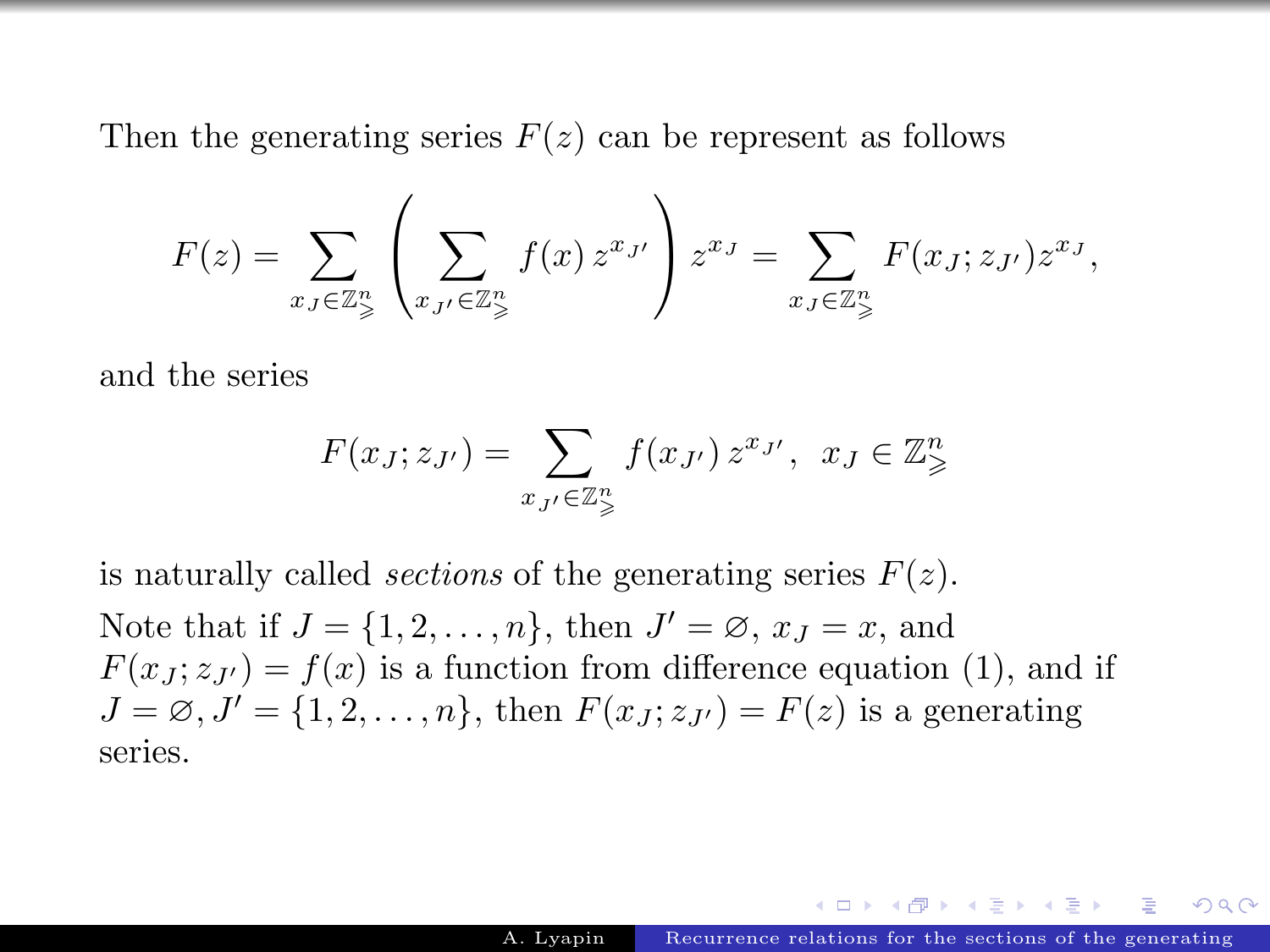Then the generating series $F(z)$ can be represent as follows

$$F(z) = \sum_{x_J \in \mathbb{Z}^n_{\geqslant}} \left( \sum_{x_{J'} \in \mathbb{Z}^n_{\geqslant}} f(x)\, z^{x_{J'}} \right) z^{x_J} = \sum_{x_J \in \mathbb{Z}^n_{\geqslant}} F(x_J; z_{J'}) z^{x_J},$$

and the series

$$F(x_J; z_{J'}) = \sum_{x_{J'} \in \mathbb{Z}^n_{\geqslant}} f(x_{J'})\, z^{x_{J'}}, \;\; x_J \in \mathbb{Z}^n_{\geqslant}$$

is naturally called *sections* of the generating series $F(z)$.
Note that if $J = \{1, 2, \ldots, n\}$, then $J' = \varnothing$, $x_J = x$, and $F(x_J; z_{J'}) = f(x)$ is a function from difference equation (1), and if $J = \varnothing, J' = \{1, 2, \ldots, n\}$, then $F(x_J; z_{J'}) = F(z)$ is a generating series.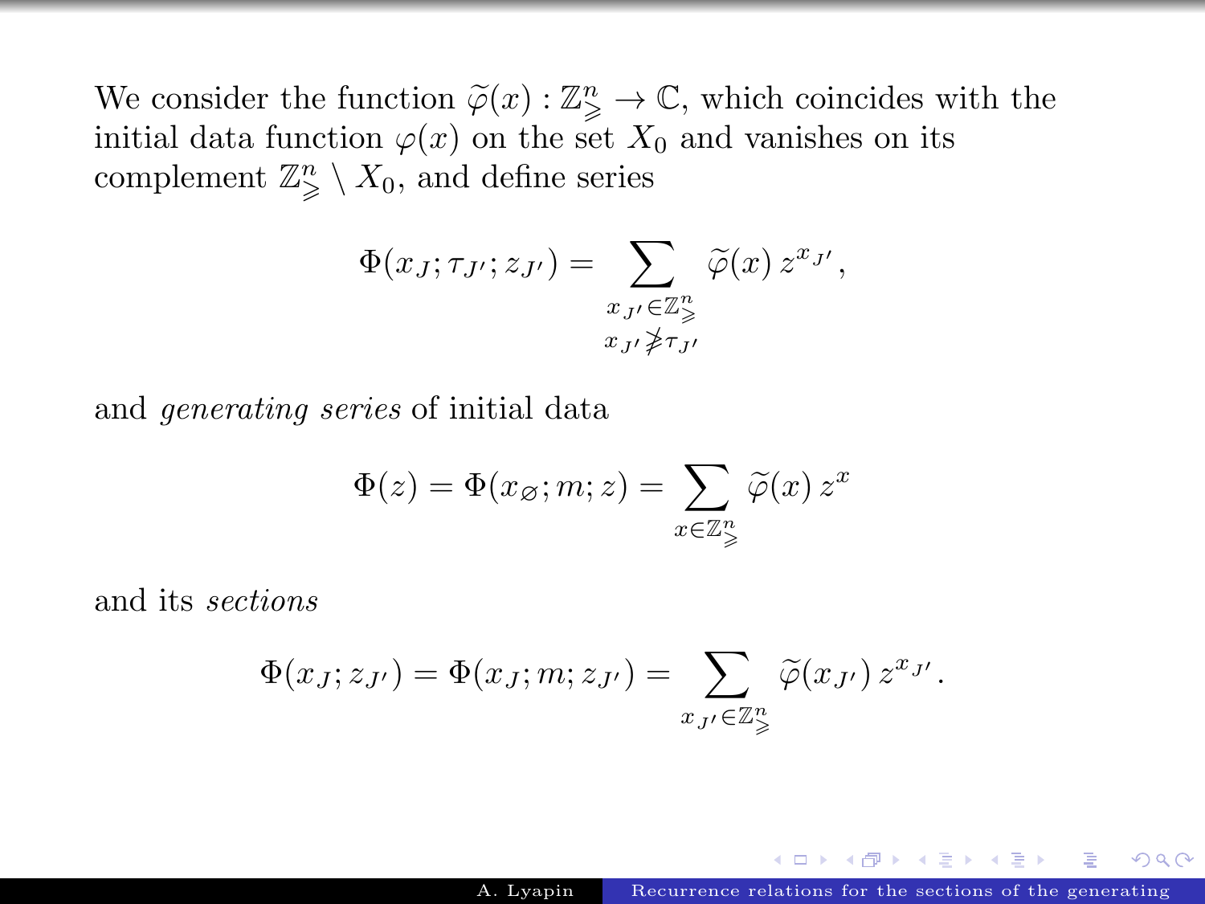We consider the function $\widetilde{\varphi}(x) : \mathbb{Z}^n_{\geqslant} \to \mathbb{C}$, which coincides with the initial data function $\varphi(x)$ on the set $X_0$ and vanishes on its complement $\mathbb{Z}^n_{\geqslant} \setminus X_0$, and define series

$$\Phi(x_J; \tau_{J'}; z_{J'}) = \sum_{\substack{x_{J'} \in \mathbb{Z}^n_{\geqslant} \\ x_{J'} \not\geqslant \tau_{J'}}} \widetilde{\varphi}(x)\, z^{x_{J'}},$$

and *generating series* of initial data

$$\Phi(z) = \Phi(x_{\varnothing}; m; z) = \sum_{x \in \mathbb{Z}^n_{\geqslant}} \widetilde{\varphi}(x)\, z^x$$

and its *sections*

$$\Phi(x_J; z_{J'}) = \Phi(x_J; m; z_{J'}) = \sum_{x_{J'} \in \mathbb{Z}^n_{\geqslant}} \widetilde{\varphi}(x_{J'})\, z^{x_{J'}}.$$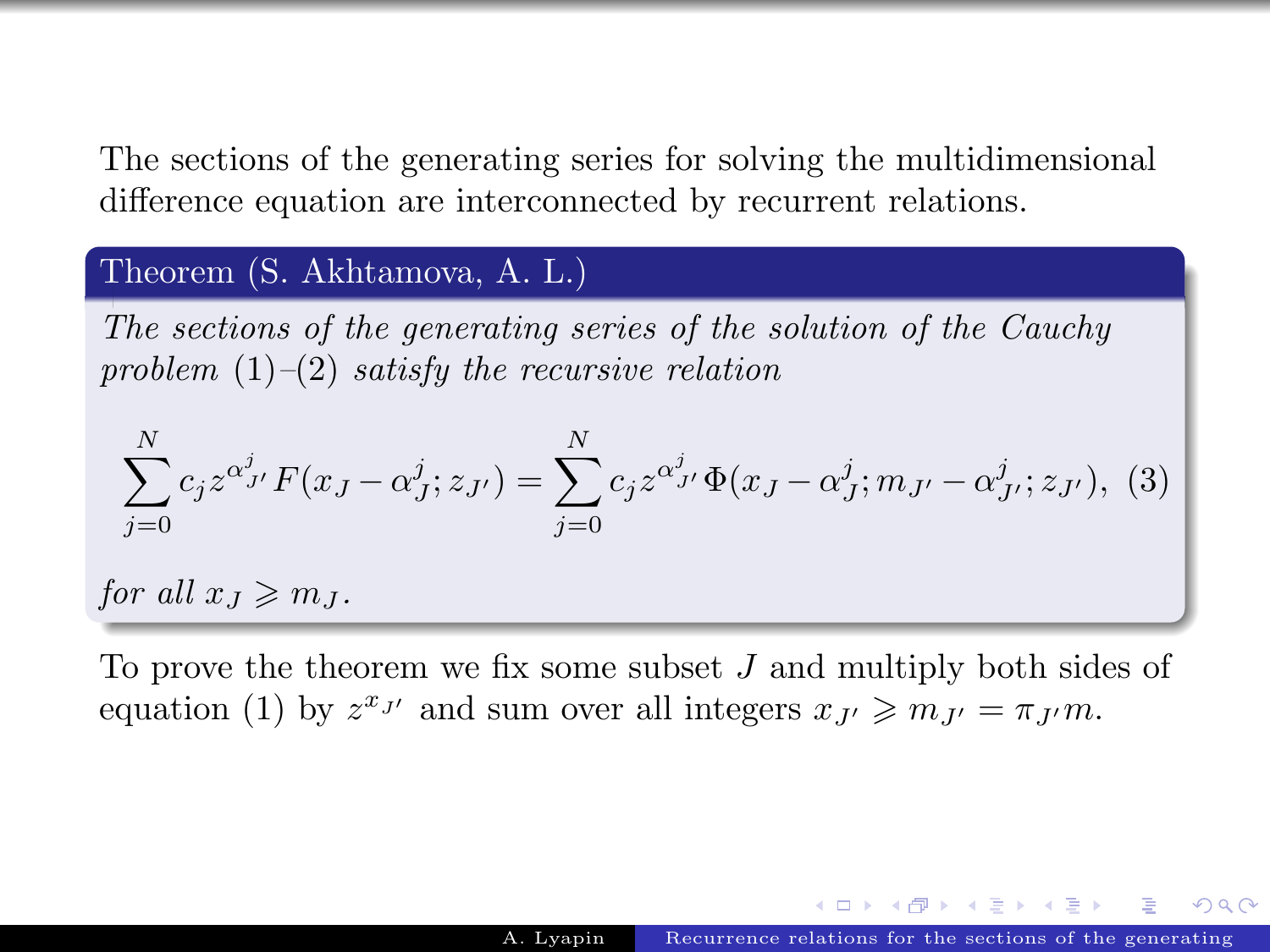The sections of the generating series for solving the multidimensional difference equation are interconnected by recurrent relations.

**Theorem (S. Akhtamova, A. L.)**

*The sections of the generating series of the solution of the Cauchy problem* (1)–(2) *satisfy the recursive relation*

$$\sum_{j=0}^{N} c_j z^{\alpha^j_{J'}} F(x_J - \alpha^j_J; z_{J'}) = \sum_{j=0}^{N} c_j z^{\alpha^j_{J'}} \Phi(x_J - \alpha^j_J; m_{J'} - \alpha^j_{J'}; z_{J'}), \quad (3)$$

*for all* $x_J \geqslant m_J$.

To prove the theorem we fix some subset $J$ and multiply both sides of equation (1) by $z^{x_{J'}}$ and sum over all integers $x_{J'} \geqslant m_{J'} = \pi_{J'} m$.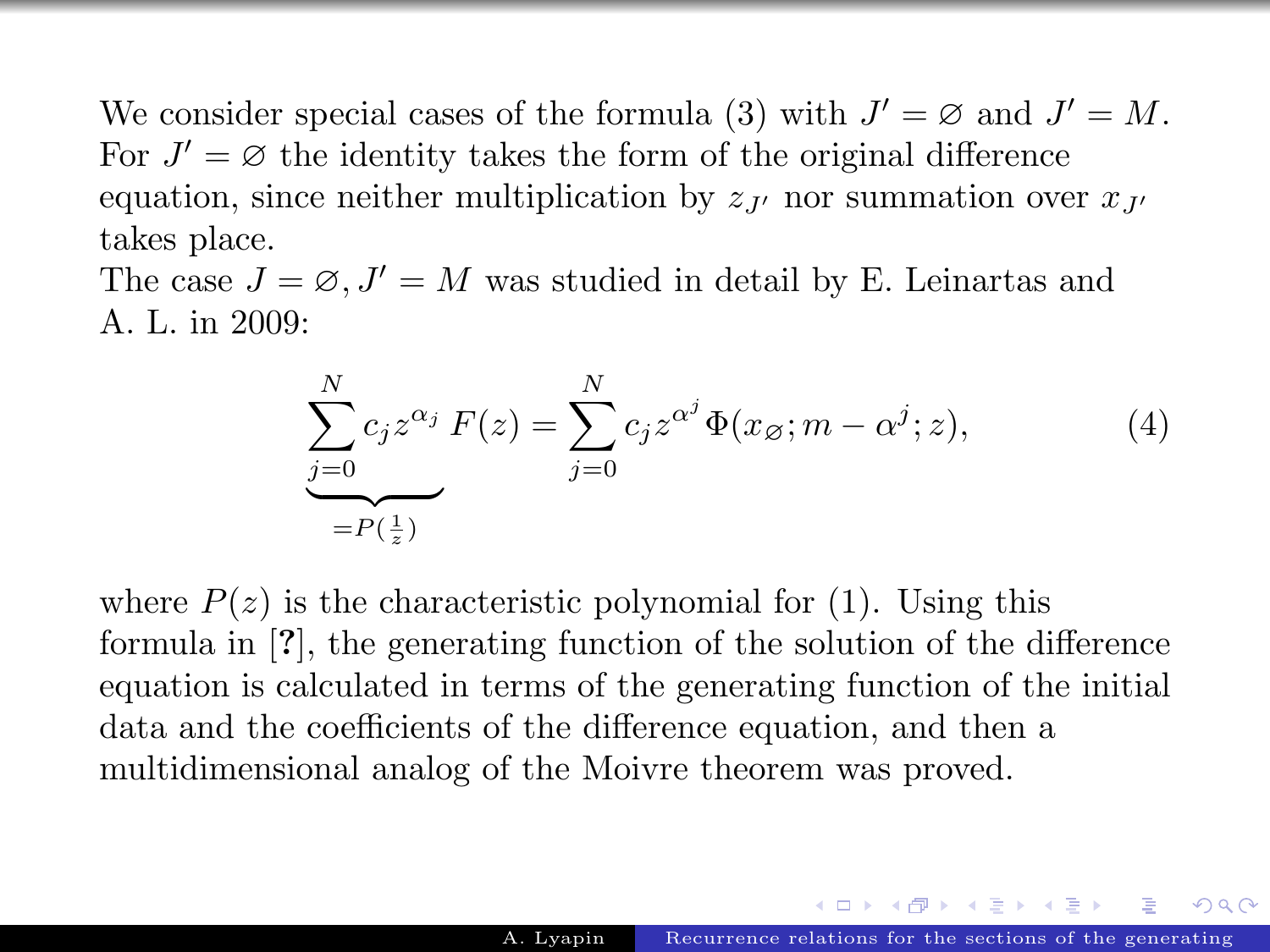We consider special cases of the formula (3) with $J' = \varnothing$ and $J' = M$. For $J' = \varnothing$ the identity takes the form of the original difference equation, since neither multiplication by $z_{J'}$ nor summation over $x_{J'}$ takes place.

The case $J = \varnothing, J' = M$ was studied in detail by E. Leinartas and A. L. in 2009:

$$\underbrace{\sum_{j=0}^{N} c_j z^{\alpha_j}}_{=P(\frac{1}{z})} F(z) = \sum_{j=0}^{N} c_j z^{\alpha^j} \Phi(x_\varnothing; m - \alpha^j; z), \tag{4}$$

where $P(z)$ is the characteristic polynomial for (1). Using this formula in [?], the generating function of the solution of the difference equation is calculated in terms of the generating function of the initial data and the coefficients of the difference equation, and then a multidimensional analog of the Moivre theorem was proved.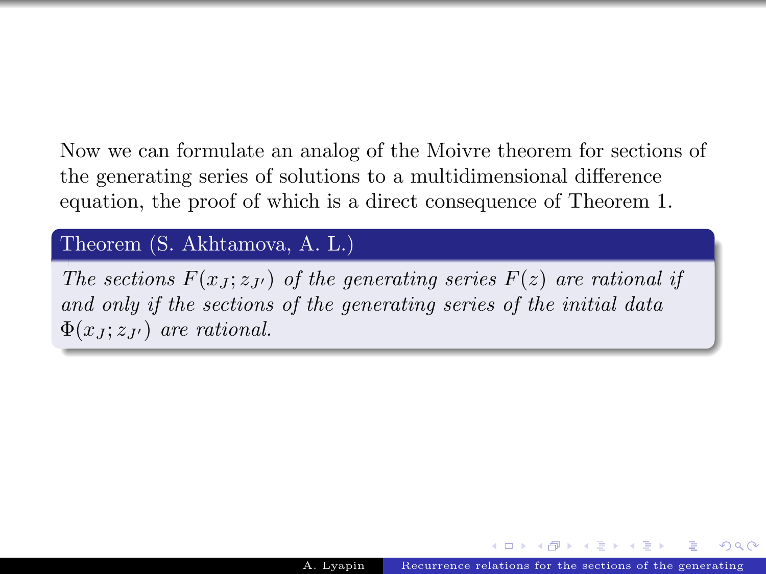Now we can formulate an analog of the Moivre theorem for sections of the generating series of solutions to a multidimensional difference equation, the proof of which is a direct consequence of Theorem 1.

**Theorem (S. Akhtamova, A. L.)**

*The sections $F(x_J; z_{J'})$ of the generating series $F(z)$ are rational if and only if the sections of the generating series of the initial data $\Phi(x_J; z_{J'})$ are rational.*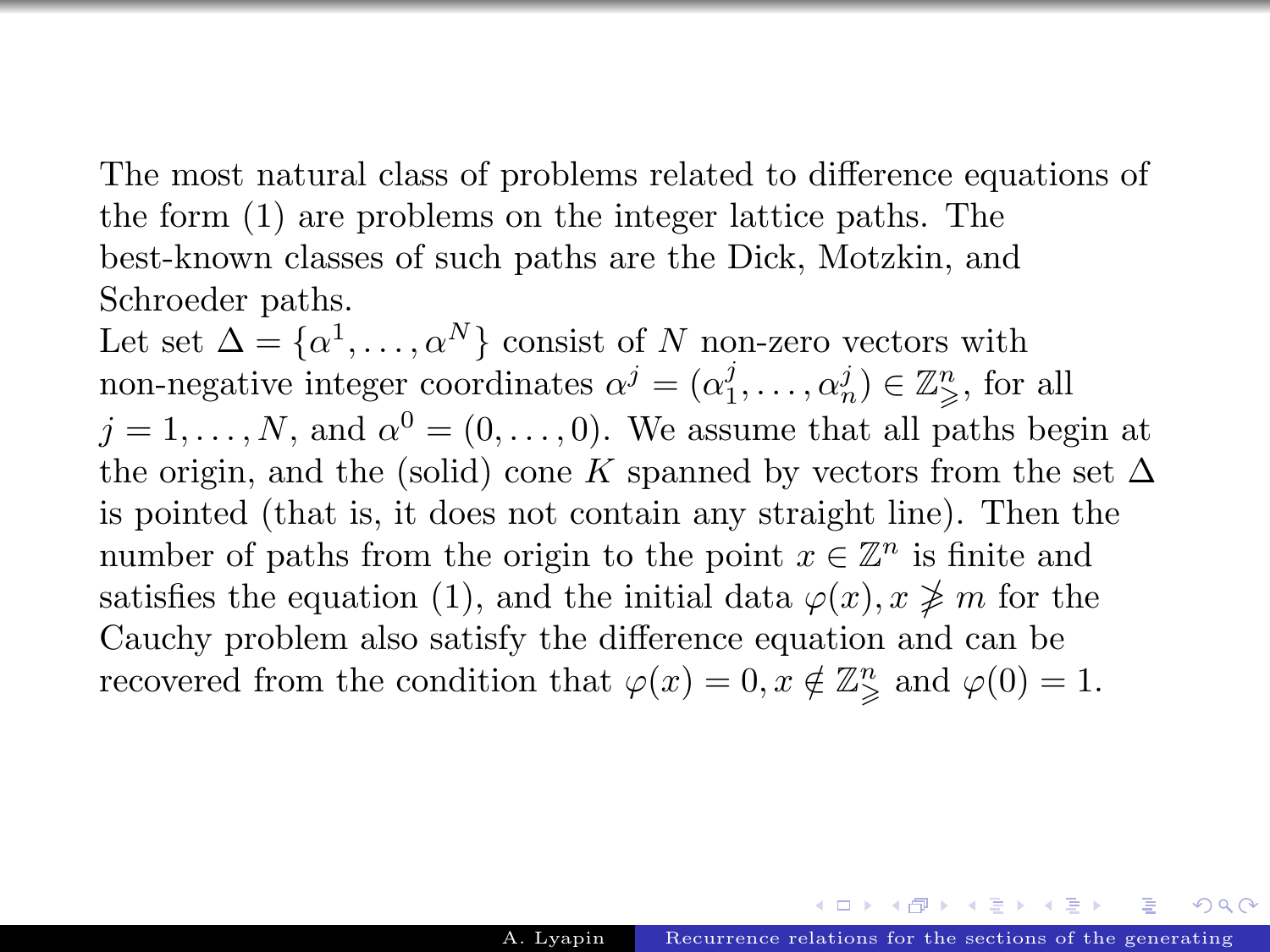The most natural class of problems related to difference equations of the form (1) are problems on the integer lattice paths. The best-known classes of such paths are the Dick, Motzkin, and Schroeder paths.

Let set $\Delta = \{\alpha^1, \ldots, \alpha^N\}$ consist of $N$ non-zero vectors with non-negative integer coordinates $\alpha^j = (\alpha_1^j, \ldots, \alpha_n^j) \in \mathbb{Z}^n_{\geqslant}$, for all $j = 1, \ldots, N$, and $\alpha^0 = (0, \ldots, 0)$. We assume that all paths begin at the origin, and the (solid) cone $K$ spanned by vectors from the set $\Delta$ is pointed (that is, it does not contain any straight line). Then the number of paths from the origin to the point $x \in \mathbb{Z}^n$ is finite and satisfies the equation (1), and the initial data $\varphi(x), x \not\geqslant m$ for the Cauchy problem also satisfy the difference equation and can be recovered from the condition that $\varphi(x) = 0, x \notin \mathbb{Z}^n_{\geqslant}$ and $\varphi(0) = 1$.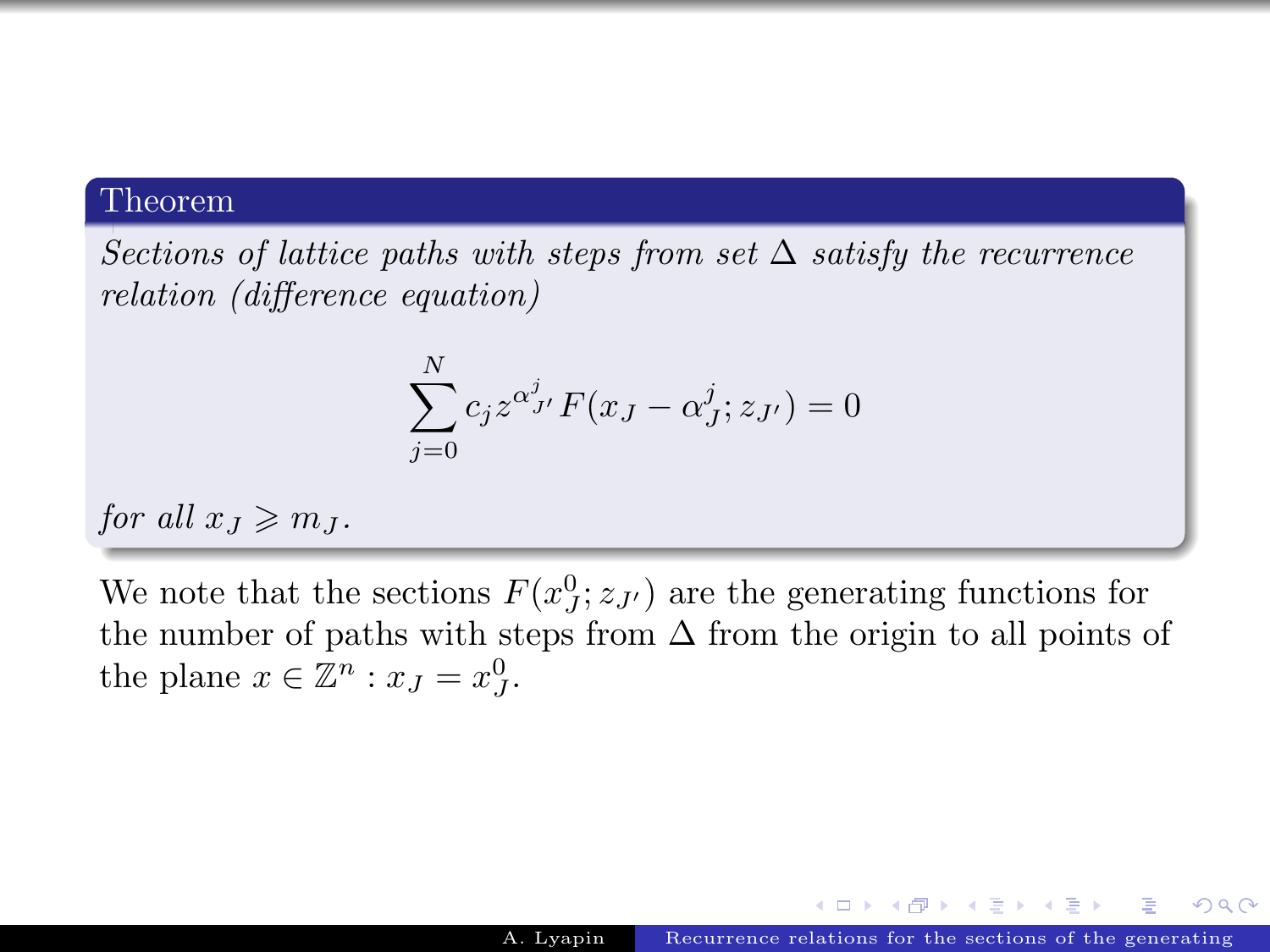**Theorem**

*Sections of lattice paths with steps from set $\Delta$ satisfy the recurrence relation (difference equation)*

$$\sum_{j=0}^{N} c_j z^{\alpha^j_{J'}} F(x_J - \alpha^j_J; z_{J'}) = 0$$

*for all $x_J \geqslant m_J$.*

We note that the sections $F(x^0_J; z_{J'})$ are the generating functions for the number of paths with steps from $\Delta$ from the origin to all points of the plane $x \in \mathbb{Z}^n : x_J = x^0_J$.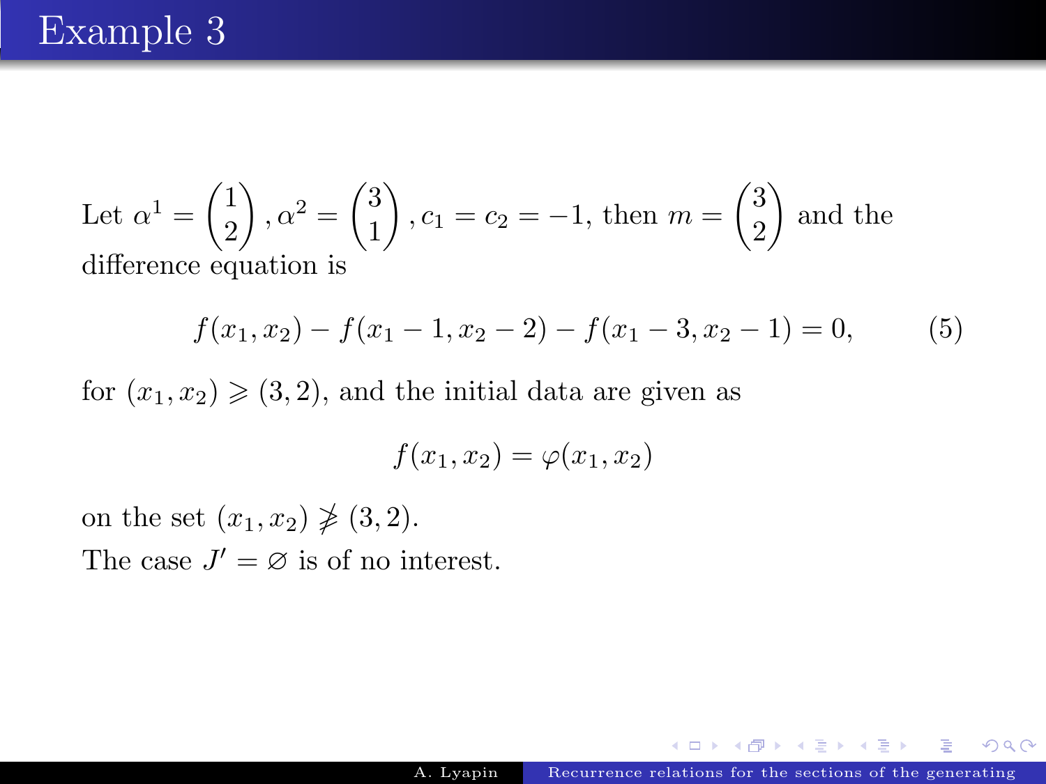# Example 3

Let $\alpha^1 = \begin{pmatrix} 1 \\ 2 \end{pmatrix}, \alpha^2 = \begin{pmatrix} 3 \\ 1 \end{pmatrix}, c_1 = c_2 = -1$, then $m = \begin{pmatrix} 3 \\ 2 \end{pmatrix}$ and the difference equation is

$$f(x_1, x_2) - f(x_1 - 1, x_2 - 2) - f(x_1 - 3, x_2 - 1) = 0, \qquad (5)$$

for $(x_1, x_2) \geqslant (3, 2)$, and the initial data are given as

$$f(x_1, x_2) = \varphi(x_1, x_2)$$

on the set $(x_1, x_2) \ngeqslant (3, 2)$.

The case $J' = \varnothing$ is of no interest.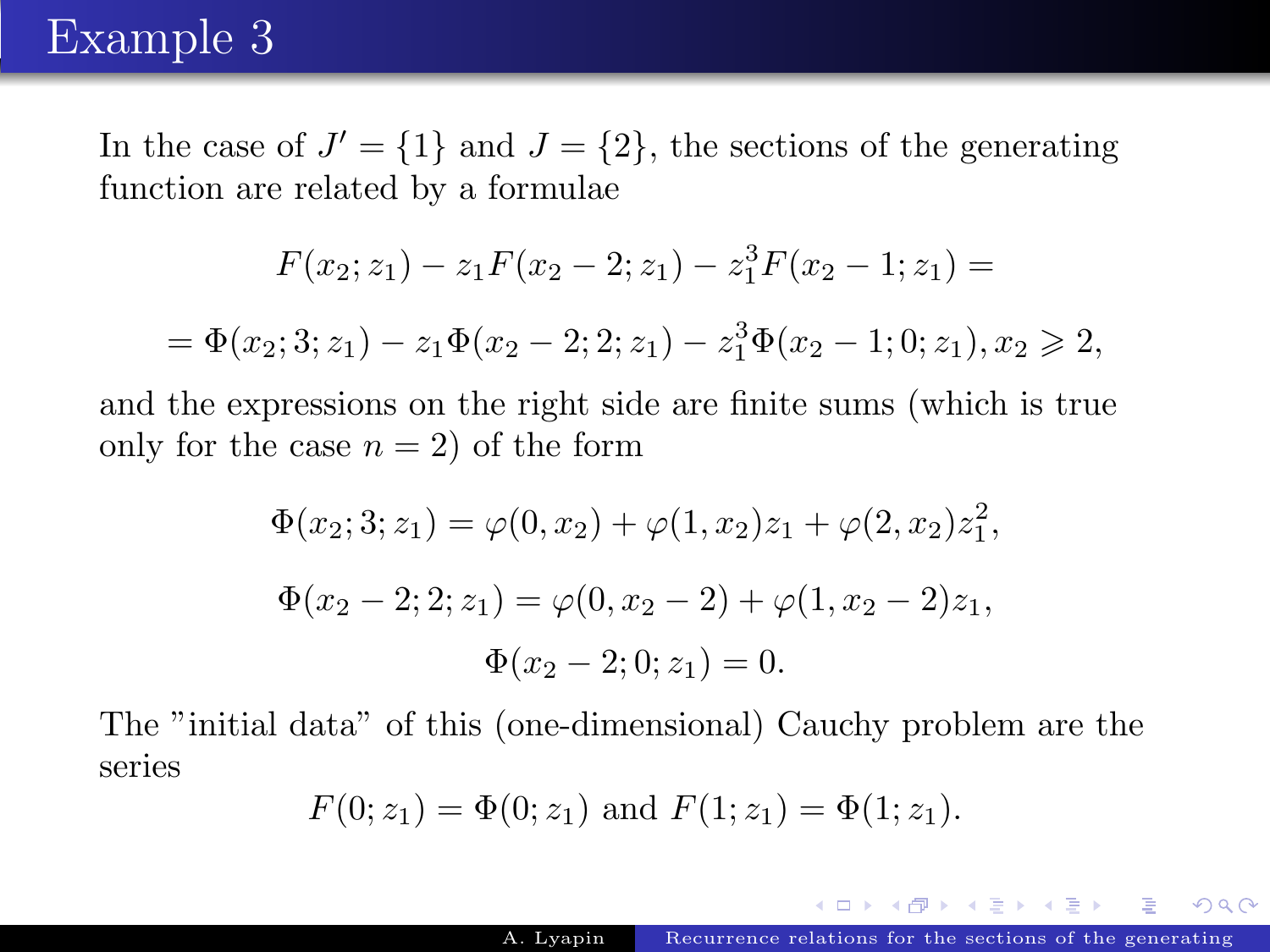# Example 3

In the case of $J' = \{1\}$ and $J = \{2\}$, the sections of the generating function are related by a formulae

$$F(x_2; z_1) - z_1 F(x_2 - 2; z_1) - z_1^3 F(x_2 - 1; z_1) =$$

$$= \Phi(x_2; 3; z_1) - z_1 \Phi(x_2 - 2; 2; z_1) - z_1^3 \Phi(x_2 - 1; 0; z_1), x_2 \geqslant 2,$$

and the expressions on the right side are finite sums (which is true only for the case $n = 2$) of the form

$$\Phi(x_2; 3; z_1) = \varphi(0, x_2) + \varphi(1, x_2) z_1 + \varphi(2, x_2) z_1^2,$$

$$\Phi(x_2 - 2; 2; z_1) = \varphi(0, x_2 - 2) + \varphi(1, x_2 - 2) z_1,$$

$$\Phi(x_2 - 2; 0; z_1) = 0.$$

The "initial data" of this (one-dimensional) Cauchy problem are the series

$$F(0; z_1) = \Phi(0; z_1) \text{ and } F(1; z_1) = \Phi(1; z_1).$$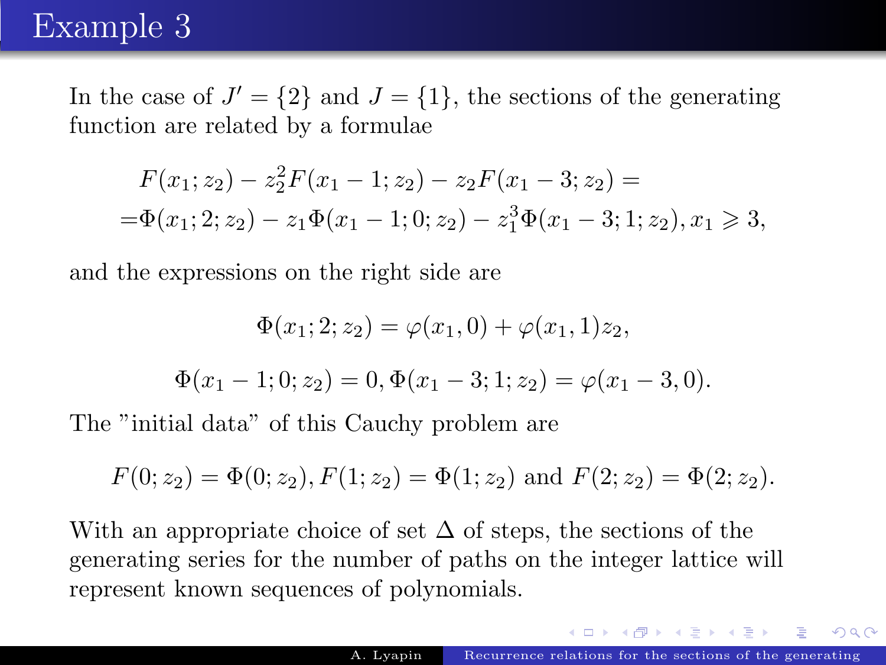# Example 3

In the case of $J' = \{2\}$ and $J = \{1\}$, the sections of the generating function are related by a formulae

$$
\begin{aligned}
&F(x_1; z_2) - z_2^2 F(x_1 - 1; z_2) - z_2 F(x_1 - 3; z_2) = \\
=&\Phi(x_1; 2; z_2) - z_1 \Phi(x_1 - 1; 0; z_2) - z_1^3 \Phi(x_1 - 3; 1; z_2), x_1 \geqslant 3,
\end{aligned}
$$

and the expressions on the right side are

$$
\Phi(x_1; 2; z_2) = \varphi(x_1, 0) + \varphi(x_1, 1) z_2,
$$

$$
\Phi(x_1 - 1; 0; z_2) = 0, \Phi(x_1 - 3; 1; z_2) = \varphi(x_1 - 3, 0).
$$

The "initial data" of this Cauchy problem are

$$
F(0; z_2) = \Phi(0; z_2), F(1; z_2) = \Phi(1; z_2) \text{ and } F(2; z_2) = \Phi(2; z_2).
$$

With an appropriate choice of set $\Delta$ of steps, the sections of the generating series for the number of paths on the integer lattice will represent known sequences of polynomials.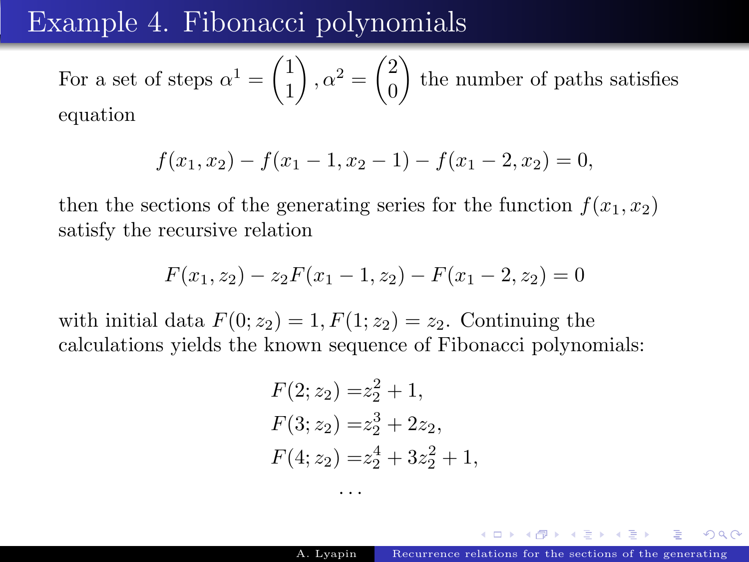# Example 4. Fibonacci polynomials

For a set of steps $\alpha^1 = \begin{pmatrix} 1 \\ 1 \end{pmatrix}, \alpha^2 = \begin{pmatrix} 2 \\ 0 \end{pmatrix}$ the number of paths satisfies equation

$$f(x_1, x_2) - f(x_1 - 1, x_2 - 1) - f(x_1 - 2, x_2) = 0,$$

then the sections of the generating series for the function $f(x_1, x_2)$ satisfy the recursive relation

$$F(x_1, z_2) - z_2 F(x_1 - 1, z_2) - F(x_1 - 2, z_2) = 0$$

with initial data $F(0; z_2) = 1, F(1; z_2) = z_2$. Continuing the calculations yields the known sequence of Fibonacci polynomials:

$$\begin{aligned}
F(2; z_2) =& z_2^2 + 1, \\
F(3; z_2) =& z_2^3 + 2z_2, \\
F(4; z_2) =& z_2^4 + 3z_2^2 + 1, \\
& \dots
\end{aligned}$$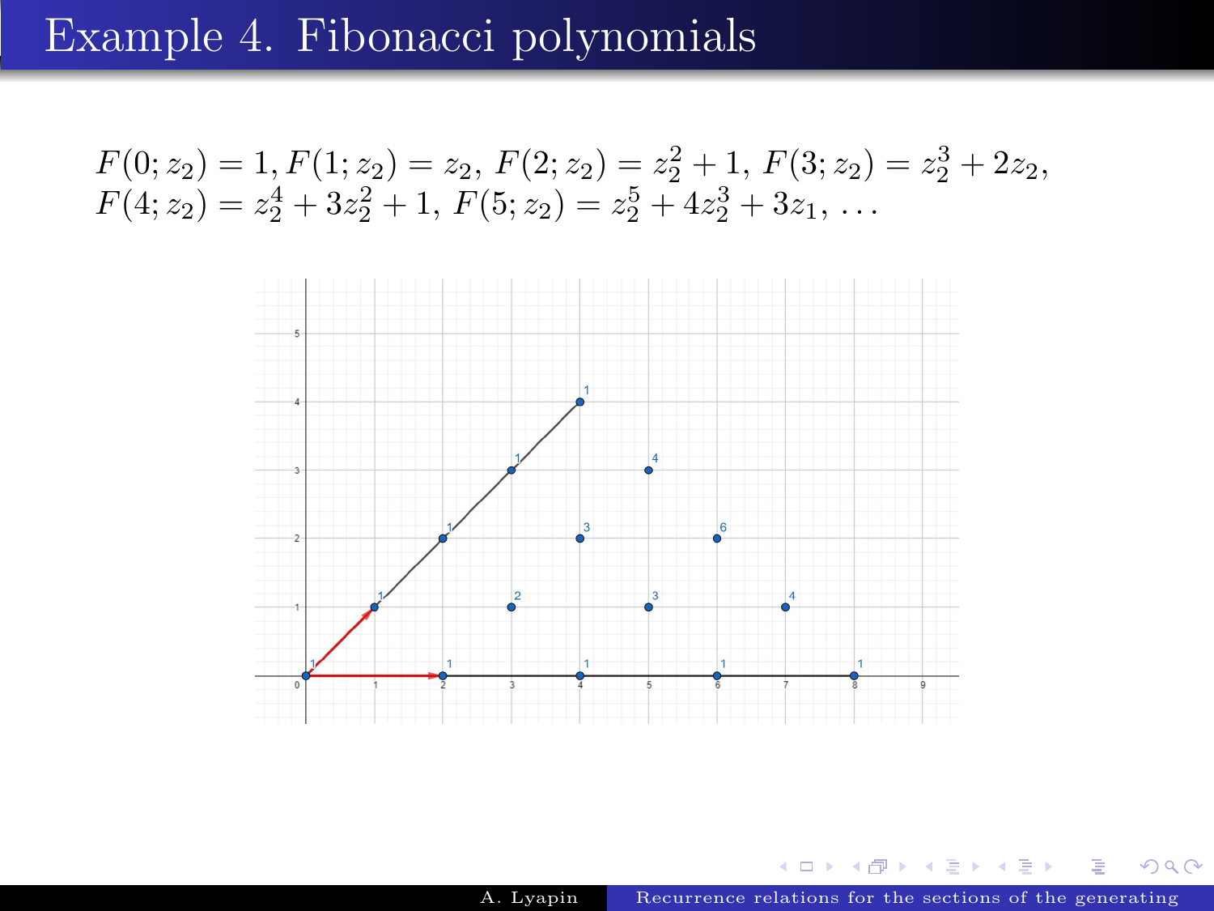# Example 4. Fibonacci polynomials

$$F(0;z_2) = 1, F(1;z_2) = z_2,\ F(2;z_2) = z_2^2 + 1,\ F(3;z_2) = z_2^3 + 2z_2,$$
$$F(4;z_2) = z_2^4 + 3z_2^2 + 1,\ F(5;z_2) = z_2^5 + 4z_2^3 + 3z_1,\ \ldots$$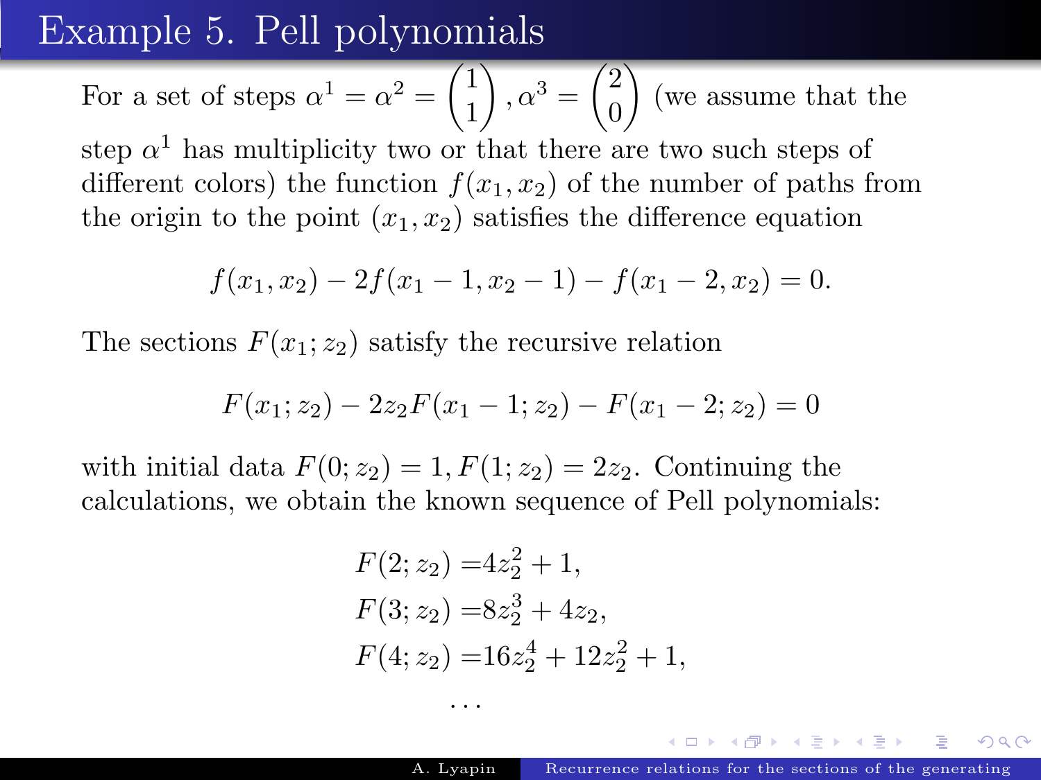# Example 5. Pell polynomials

For a set of steps $\alpha^1 = \alpha^2 = \begin{pmatrix} 1 \\ 1 \end{pmatrix}, \alpha^3 = \begin{pmatrix} 2 \\ 0 \end{pmatrix}$ (we assume that the step $\alpha^1$ has multiplicity two or that there are two such steps of different colors) the function $f(x_1, x_2)$ of the number of paths from the origin to the point $(x_1, x_2)$ satisfies the difference equation

$$f(x_1, x_2) - 2f(x_1 - 1, x_2 - 1) - f(x_1 - 2, x_2) = 0.$$

The sections $F(x_1; z_2)$ satisfy the recursive relation

$$F(x_1; z_2) - 2z_2 F(x_1 - 1; z_2) - F(x_1 - 2; z_2) = 0$$

with initial data $F(0; z_2) = 1, F(1; z_2) = 2z_2$. Continuing the calculations, we obtain the known sequence of Pell polynomials:

$$\begin{aligned} F(2; z_2) &= 4z_2^2 + 1, \\ F(3; z_2) &= 8z_2^3 + 4z_2, \\ F(4; z_2) &= 16z_2^4 + 12z_2^2 + 1, \\ &\dots \end{aligned}$$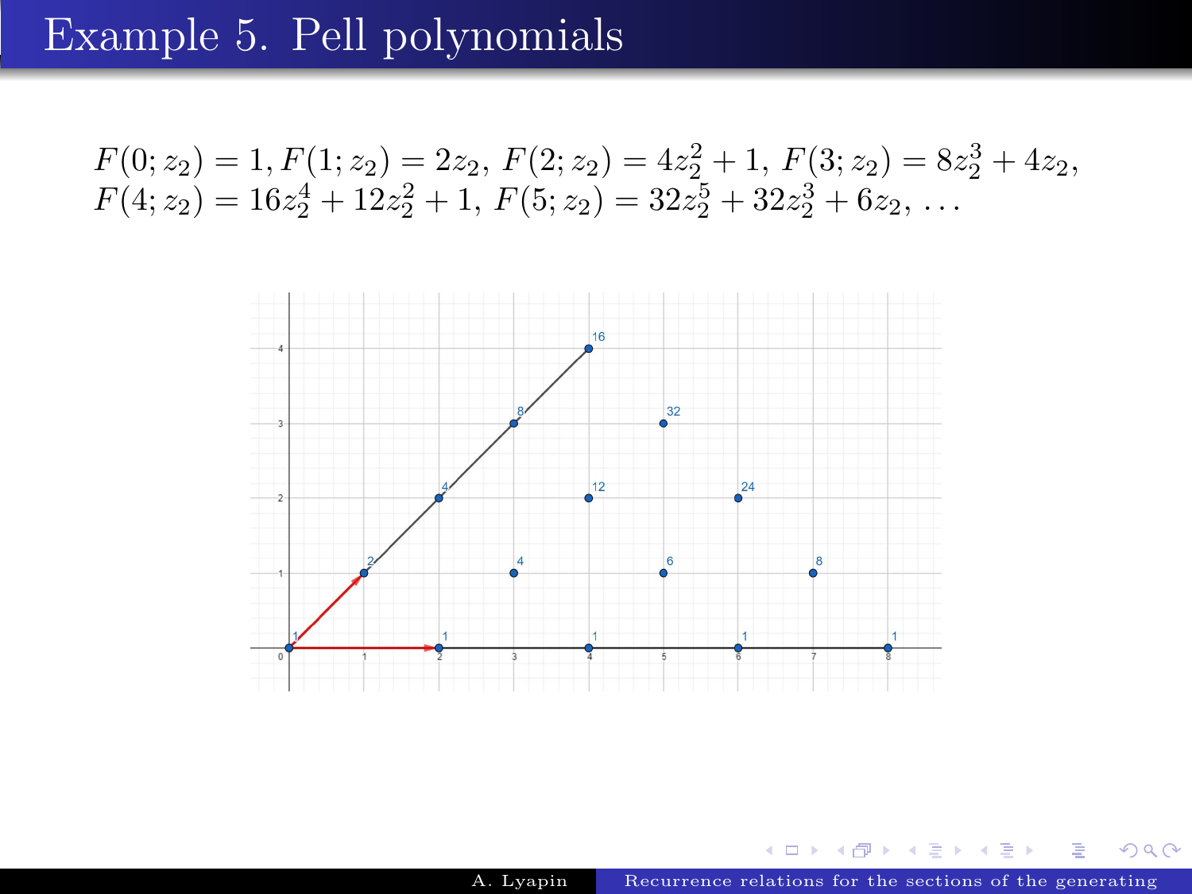# Example 5. Pell polynomials

$$F(0;z_2)=1, F(1;z_2)=2z_2,\ F(2;z_2)=4z_2^2+1,\ F(3;z_2)=8z_2^3+4z_2,$$
$$F(4;z_2)=16z_2^4+12z_2^2+1,\ F(5;z_2)=32z_2^5+32z_2^3+6z_2,\ \ldots$$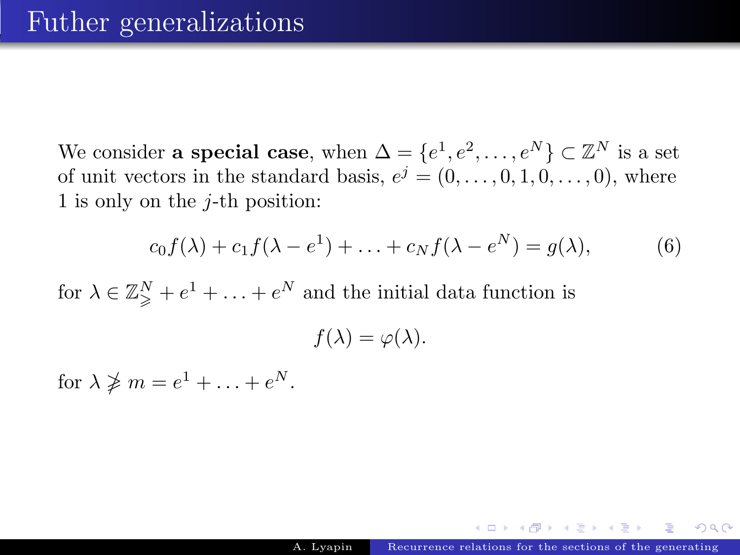# Futher generalizations

We consider **a special case**, when $\Delta = \{e^1, e^2, \ldots, e^N\} \subset \mathbb{Z}^N$ is a set of unit vectors in the standard basis, $e^j = (0, \ldots, 0, 1, 0, \ldots, 0)$, where 1 is only on the $j$-th position:

$$c_0 f(\lambda) + c_1 f(\lambda - e^1) + \ldots + c_N f(\lambda - e^N) = g(\lambda), \tag{6}$$

for $\lambda \in \mathbb{Z}^N_{\geqslant} + e^1 + \ldots + e^N$ and the initial data function is

$$f(\lambda) = \varphi(\lambda).$$

for $\lambda \ngeq m = e^1 + \ldots + e^N$.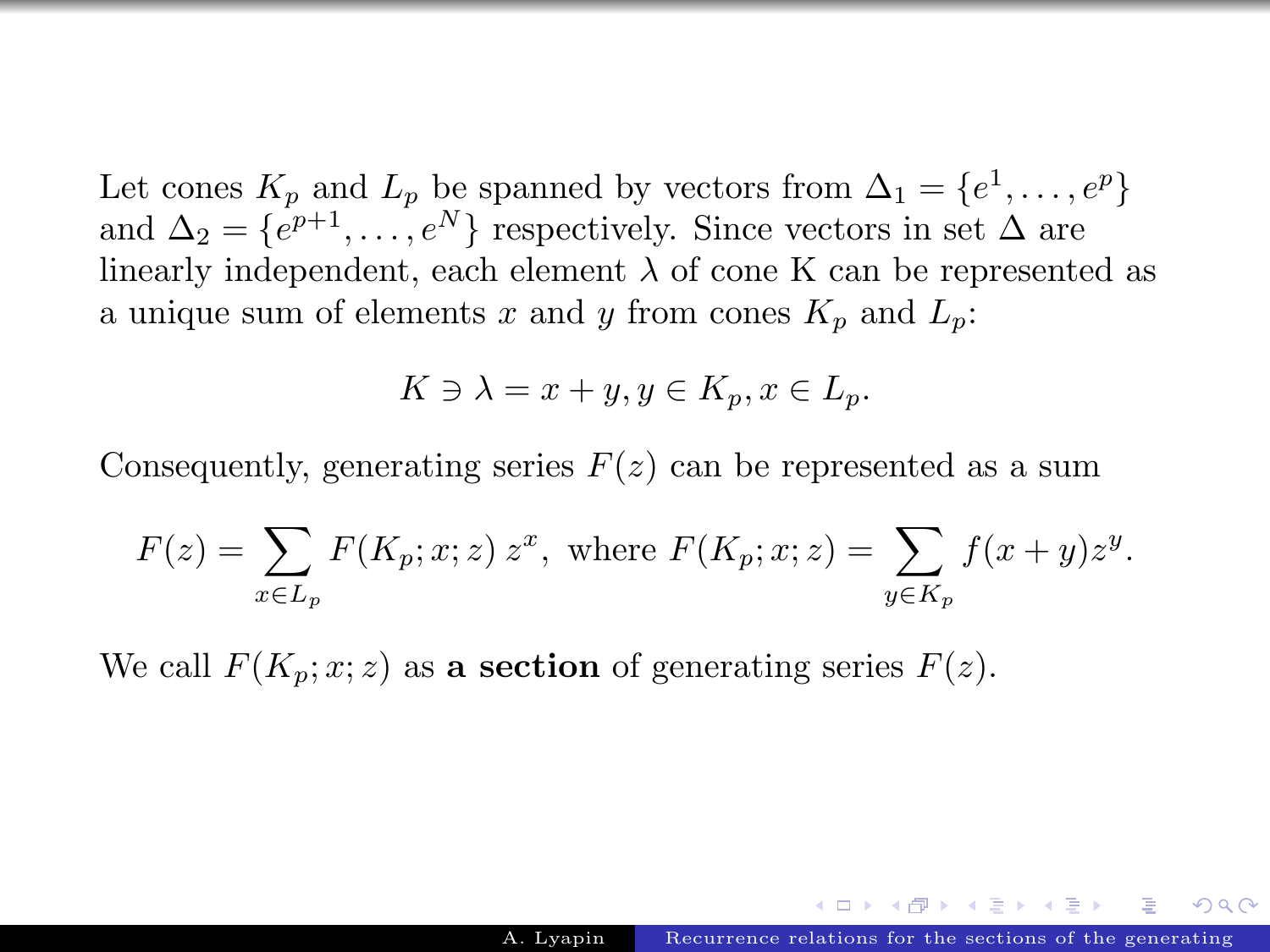Let cones $K_p$ and $L_p$ be spanned by vectors from $\Delta_1 = \{e^1, \ldots, e^p\}$ and $\Delta_2 = \{e^{p+1}, \ldots, e^N\}$ respectively. Since vectors in set $\Delta$ are linearly independent, each element $\lambda$ of cone K can be represented as a unique sum of elements $x$ and $y$ from cones $K_p$ and $L_p$:

$$K \ni \lambda = x + y, y \in K_p, x \in L_p.$$

Consequently, generating series $F(z)$ can be represented as a sum

$$F(z) = \sum_{x \in L_p} F(K_p; x; z)\, z^x, \text{ where } F(K_p; x; z) = \sum_{y \in K_p} f(x + y) z^y.$$

We call $F(K_p; x; z)$ as **a section** of generating series $F(z)$.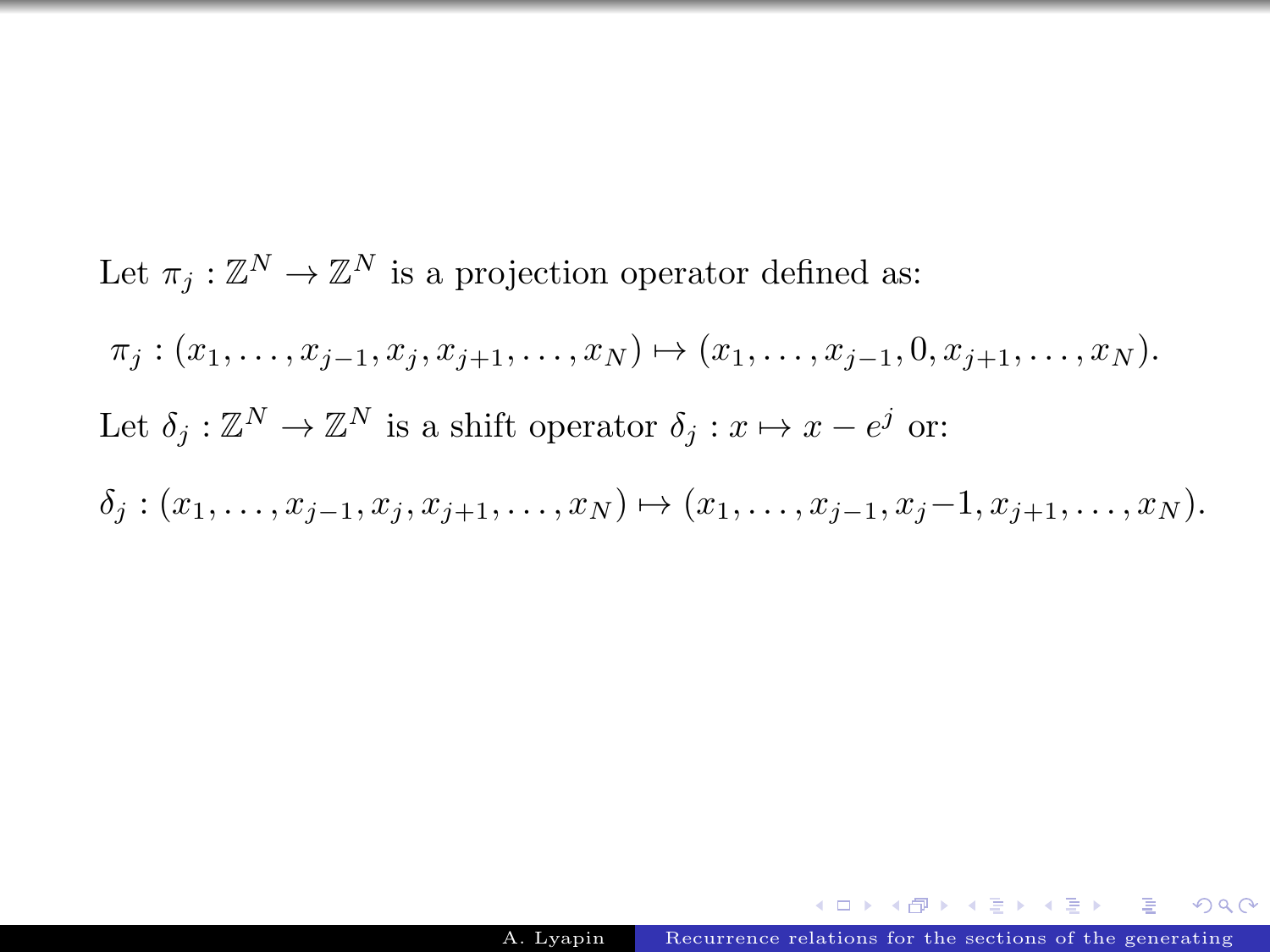Let $\pi_j : \mathbb{Z}^N \to \mathbb{Z}^N$ is a projection operator defined as:

$$\pi_j : (x_1, \ldots, x_{j-1}, x_j, x_{j+1}, \ldots, x_N) \mapsto (x_1, \ldots, x_{j-1}, 0, x_{j+1}, \ldots, x_N).$$

Let $\delta_j : \mathbb{Z}^N \to \mathbb{Z}^N$ is a shift operator $\delta_j : x \mapsto x - e^j$ or:

$$\delta_j : (x_1, \ldots, x_{j-1}, x_j, x_{j+1}, \ldots, x_N) \mapsto (x_1, \ldots, x_{j-1}, x_j - 1, x_{j+1}, \ldots, x_N).$$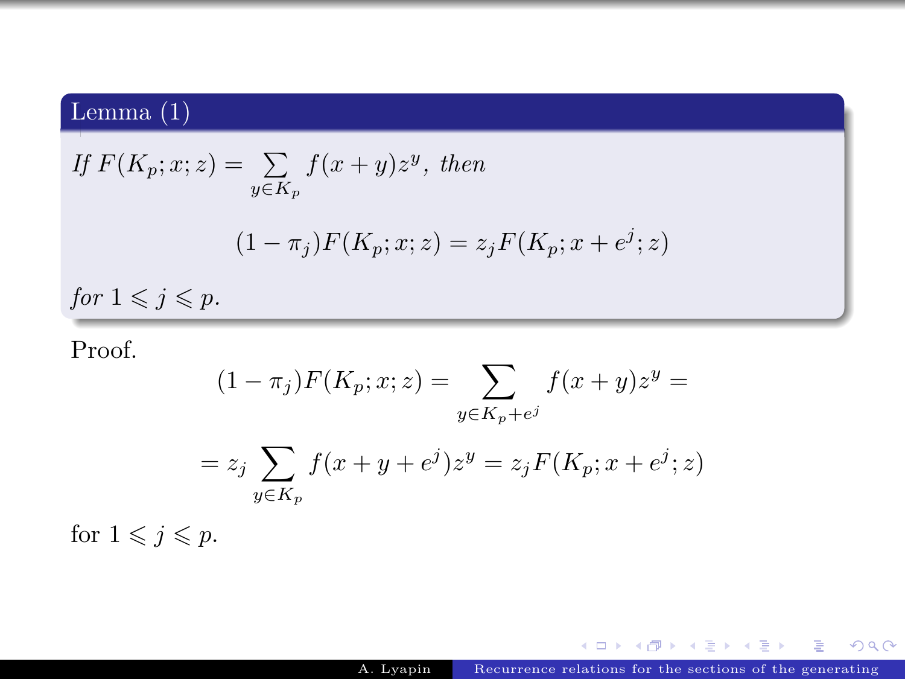**Lemma (1)**

*If* $F(K_p; x; z) = \sum\limits_{y \in K_p} f(x+y) z^y$, *then*

$$(1 - \pi_j) F(K_p; x; z) = z_j F(K_p; x + e^j; z)$$

*for* $1 \leqslant j \leqslant p$.

Proof.

$$(1 - \pi_j) F(K_p; x; z) = \sum_{y \in K_p + e^j} f(x+y) z^y =$$

$$= z_j \sum_{y \in K_p} f(x + y + e^j) z^y = z_j F(K_p; x + e^j; z)$$

for $1 \leqslant j \leqslant p$.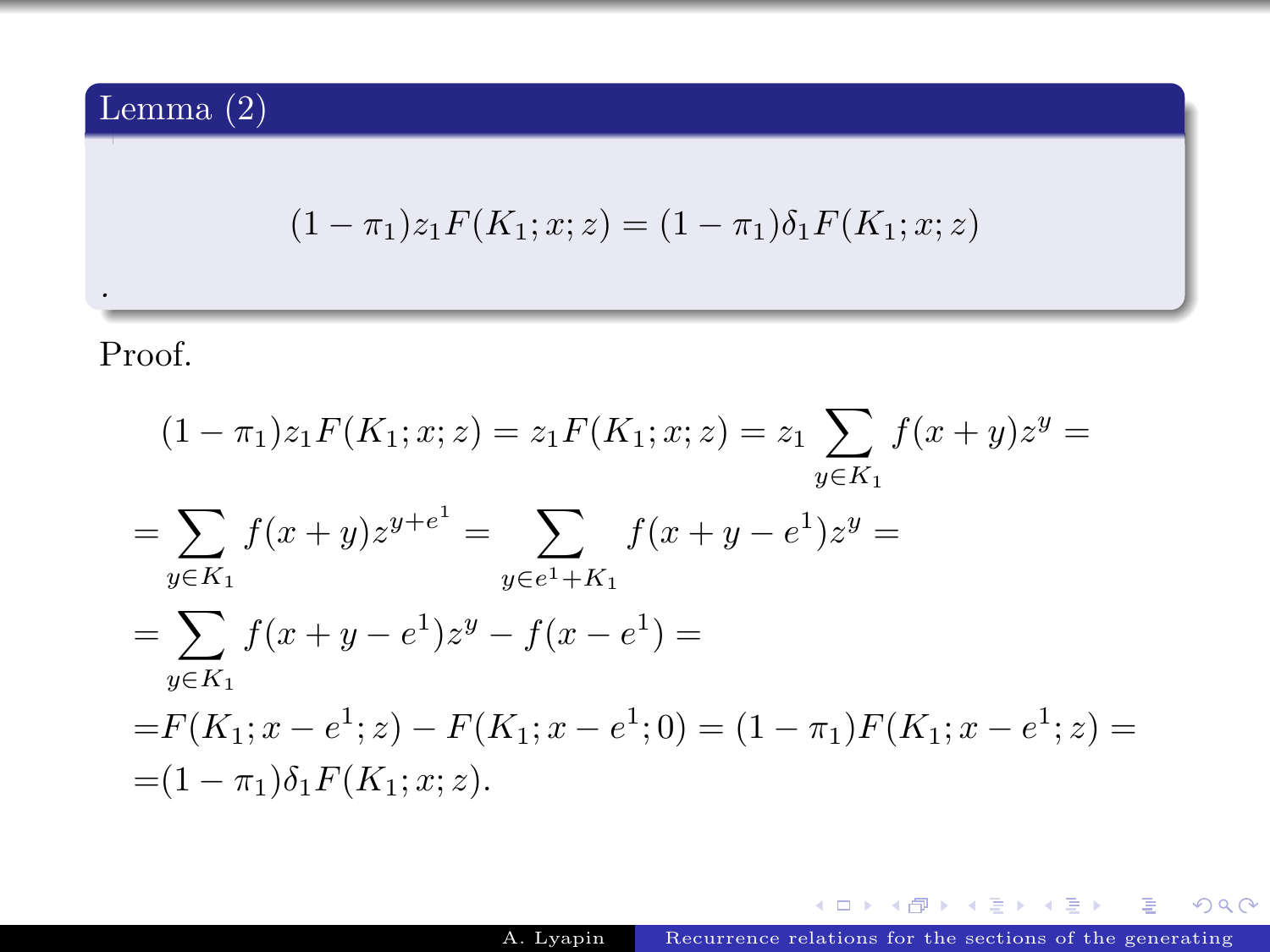## Lemma (2)

$$(1-\pi_1)z_1 F(K_1;x;z) = (1-\pi_1)\delta_1 F(K_1;x;z)$$

.

Proof.

$$(1-\pi_1)z_1F(K_1;x;z) = z_1F(K_1;x;z) = z_1\sum_{y\in K_1} f(x+y)z^y =$$

$$= \sum_{y\in K_1} f(x+y)z^{y+e^1} = \sum_{y\in e^1+K_1} f(x+y-e^1)z^y =$$

$$= \sum_{y\in K_1} f(x+y-e^1)z^y - f(x-e^1) =$$

$$= F(K_1;x-e^1;z) - F(K_1;x-e^1;0) = (1-\pi_1)F(K_1;x-e^1;z) =$$

$$= (1-\pi_1)\delta_1 F(K_1;x;z).$$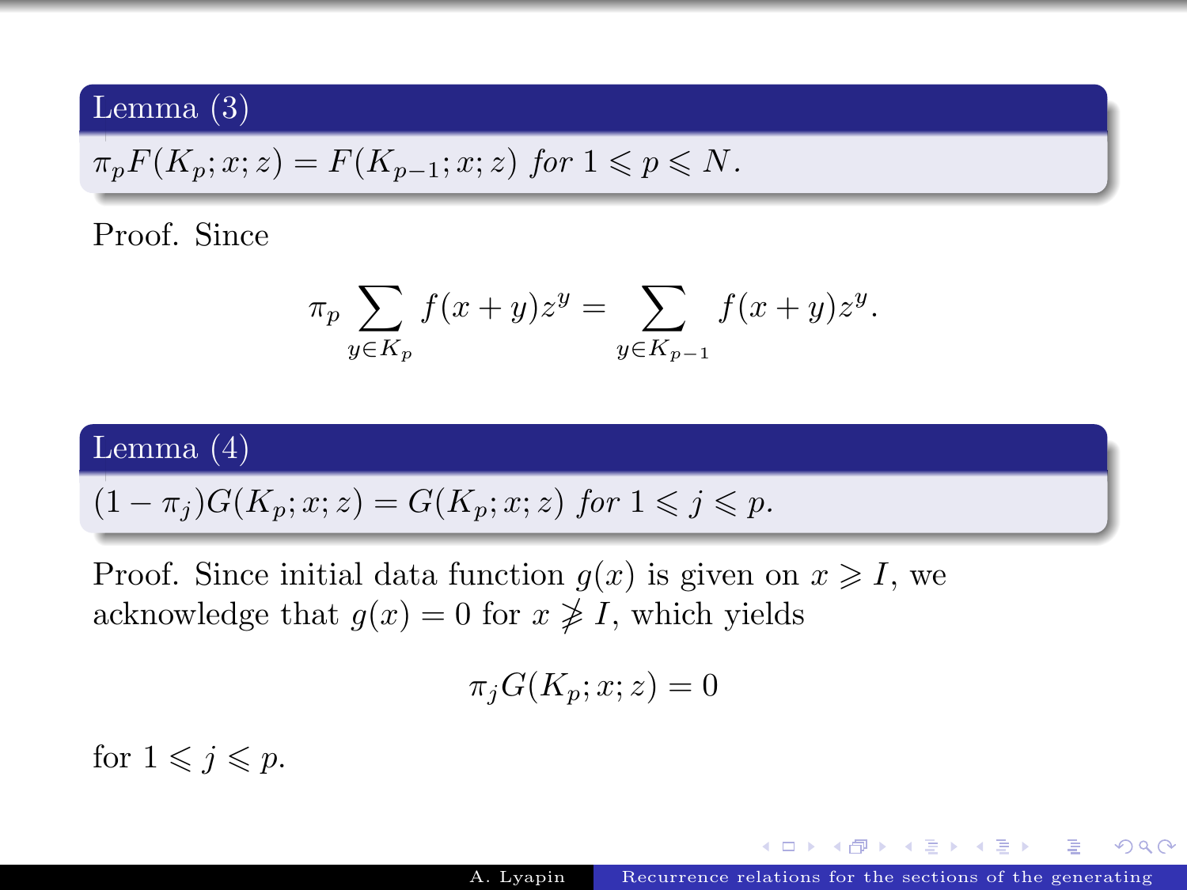**Lemma (3)**

$\pi_p F(K_p; x; z) = F(K_{p-1}; x; z)$ *for* $1 \leqslant p \leqslant N$.

Proof. Since

$$\pi_p \sum_{y \in K_p} f(x+y) z^y = \sum_{y \in K_{p-1}} f(x+y) z^y.$$

**Lemma (4)**

$(1 - \pi_j) G(K_p; x; z) = G(K_p; x; z)$ *for* $1 \leqslant j \leqslant p$.

Proof. Since initial data function $g(x)$ is given on $x \geqslant I$, we acknowledge that $g(x) = 0$ for $x \ngeqslant I$, which yields

$$\pi_j G(K_p; x; z) = 0$$

for $1 \leqslant j \leqslant p$.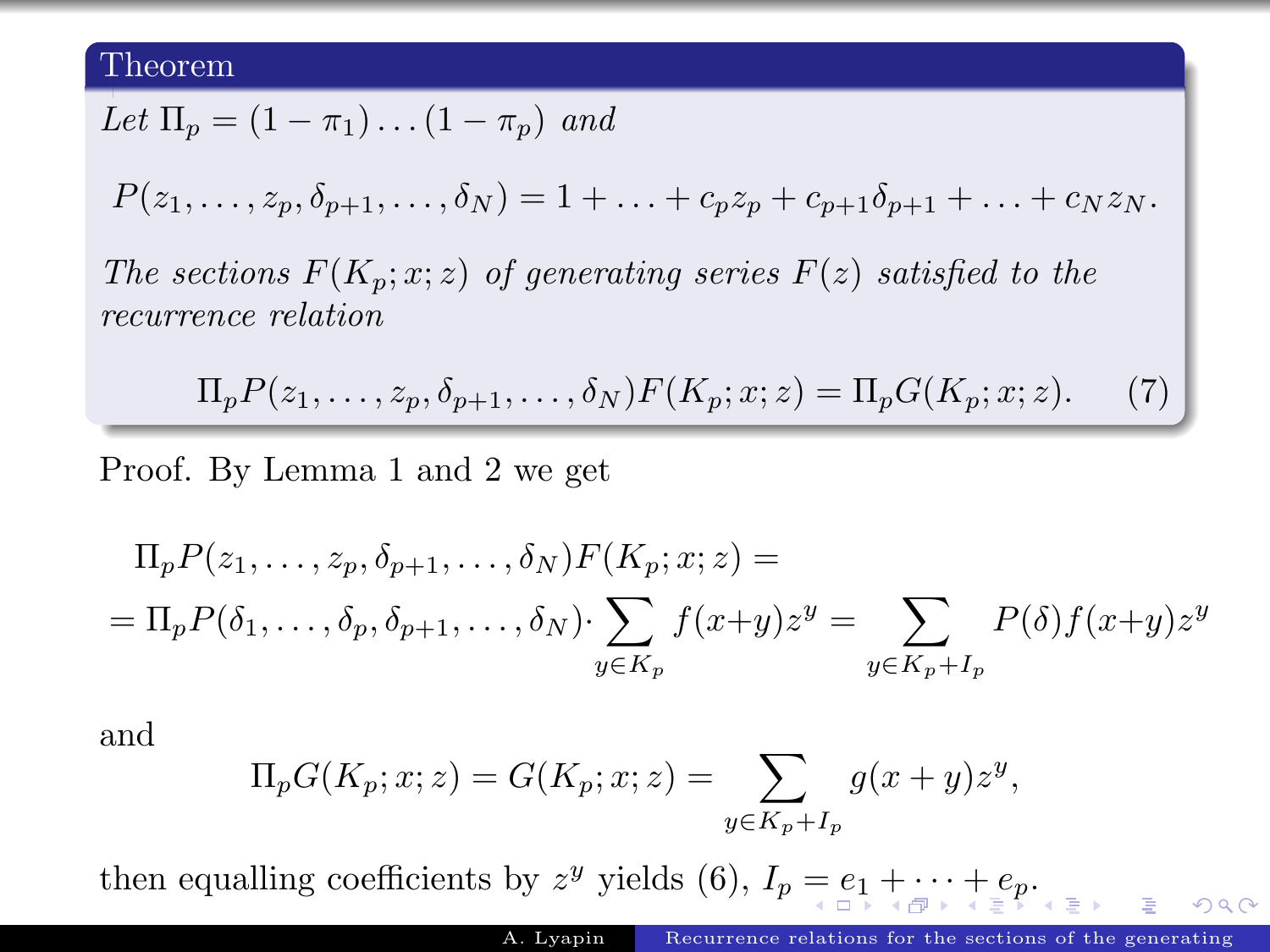**Theorem**

*Let* $\Pi_p = (1-\pi_1)\dots(1-\pi_p)$ *and*

$$P(z_1,\dots,z_p,\delta_{p+1},\dots,\delta_N) = 1+\dots+c_p z_p + c_{p+1}\delta_{p+1}+\dots+c_N z_N.$$

*The sections* $F(K_p;x;z)$ *of generating series* $F(z)$ *satisfied to the recurrence relation*

$$\Pi_p P(z_1,\dots,z_p,\delta_{p+1},\dots,\delta_N) F(K_p;x;z) = \Pi_p G(K_p;x;z). \qquad (7)$$

Proof. By Lemma 1 and 2 we get

$$\Pi_p P(z_1,\dots,z_p,\delta_{p+1},\dots,\delta_N) F(K_p;x;z) =$$
$$= \Pi_p P(\delta_1,\dots,\delta_p,\delta_{p+1},\dots,\delta_N)\cdot \sum_{y\in K_p} f(x+y) z^y = \sum_{y\in K_p+I_p} P(\delta) f(x+y) z^y$$

and

$$\Pi_p G(K_p;x;z) = G(K_p;x;z) = \sum_{y\in K_p+I_p} g(x+y) z^y,$$

then equalling coefficients by $z^y$ yields (6), $I_p = e_1+\dots+e_p$.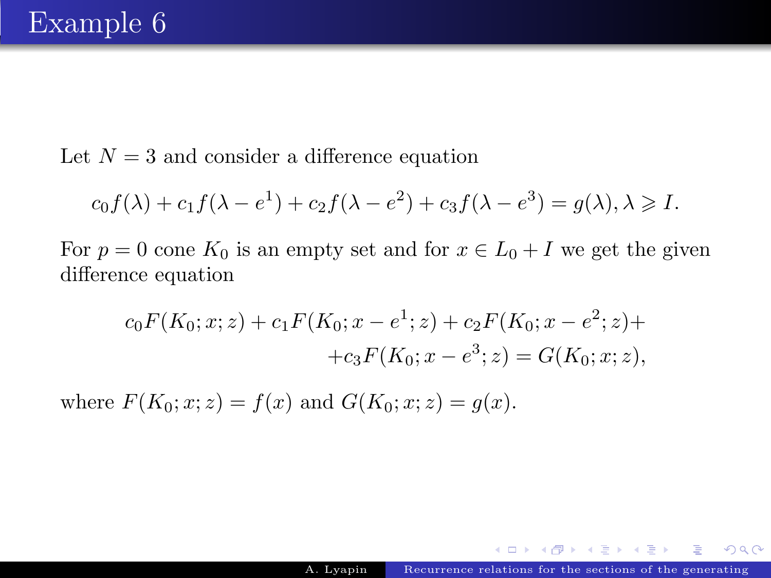# Example 6

Let $N = 3$ and consider a difference equation

$$c_0 f(\lambda) + c_1 f(\lambda - e^1) + c_2 f(\lambda - e^2) + c_3 f(\lambda - e^3) = g(\lambda), \lambda \geqslant I.$$

For $p = 0$ cone $K_0$ is an empty set and for $x \in L_0 + I$ we get the given difference equation

$$\begin{aligned} c_0 F(K_0; x; z) + c_1 F(K_0; x - e^1; z) + c_2 F(K_0; x - e^2; z) + \\ + c_3 F(K_0; x - e^3; z) = G(K_0; x; z), \end{aligned}$$

where $F(K_0; x; z) = f(x)$ and $G(K_0; x; z) = g(x)$.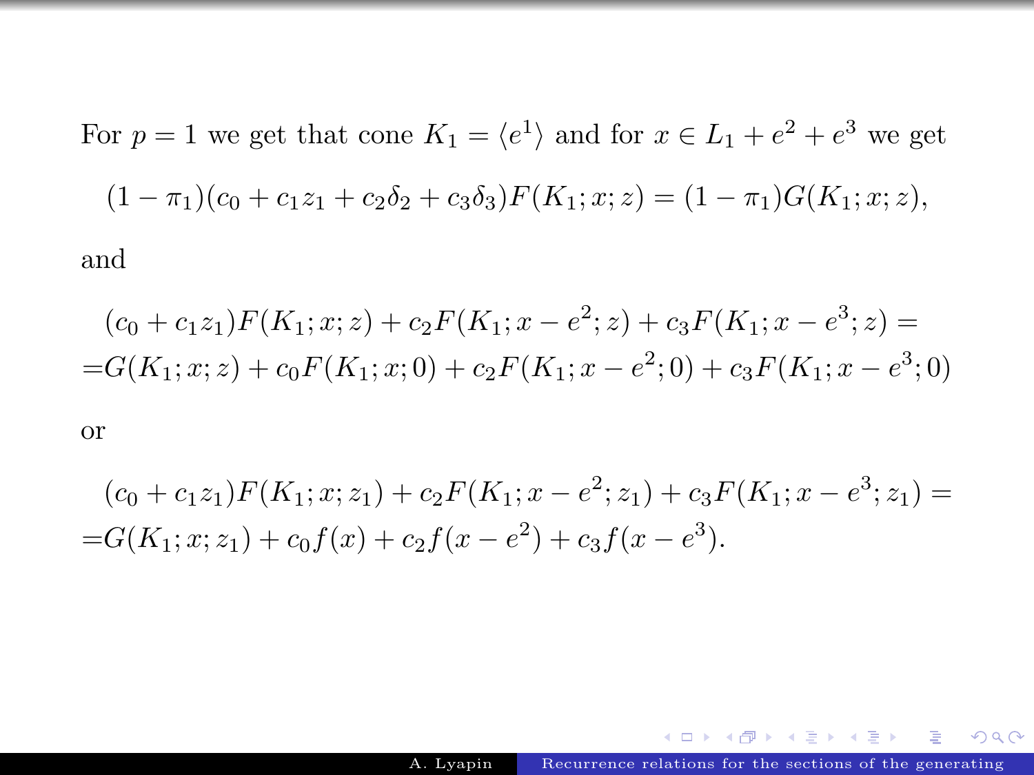For $p = 1$ we get that cone $K_1 = \langle e^1 \rangle$ and for $x \in L_1 + e^2 + e^3$ we get

$$(1 - \pi_1)(c_0 + c_1 z_1 + c_2 \delta_2 + c_3 \delta_3) F(K_1; x; z) = (1 - \pi_1) G(K_1; x; z),$$

and

$$\begin{aligned}
&(c_0 + c_1 z_1) F(K_1; x; z) + c_2 F(K_1; x - e^2; z) + c_3 F(K_1; x - e^3; z) = \\
=&G(K_1; x; z) + c_0 F(K_1; x; 0) + c_2 F(K_1; x - e^2; 0) + c_3 F(K_1; x - e^3; 0)
\end{aligned}$$

or

$$\begin{aligned}
&(c_0 + c_1 z_1) F(K_1; x; z_1) + c_2 F(K_1; x - e^2; z_1) + c_3 F(K_1; x - e^3; z_1) = \\
=&G(K_1; x; z_1) + c_0 f(x) + c_2 f(x - e^2) + c_3 f(x - e^3).
\end{aligned}$$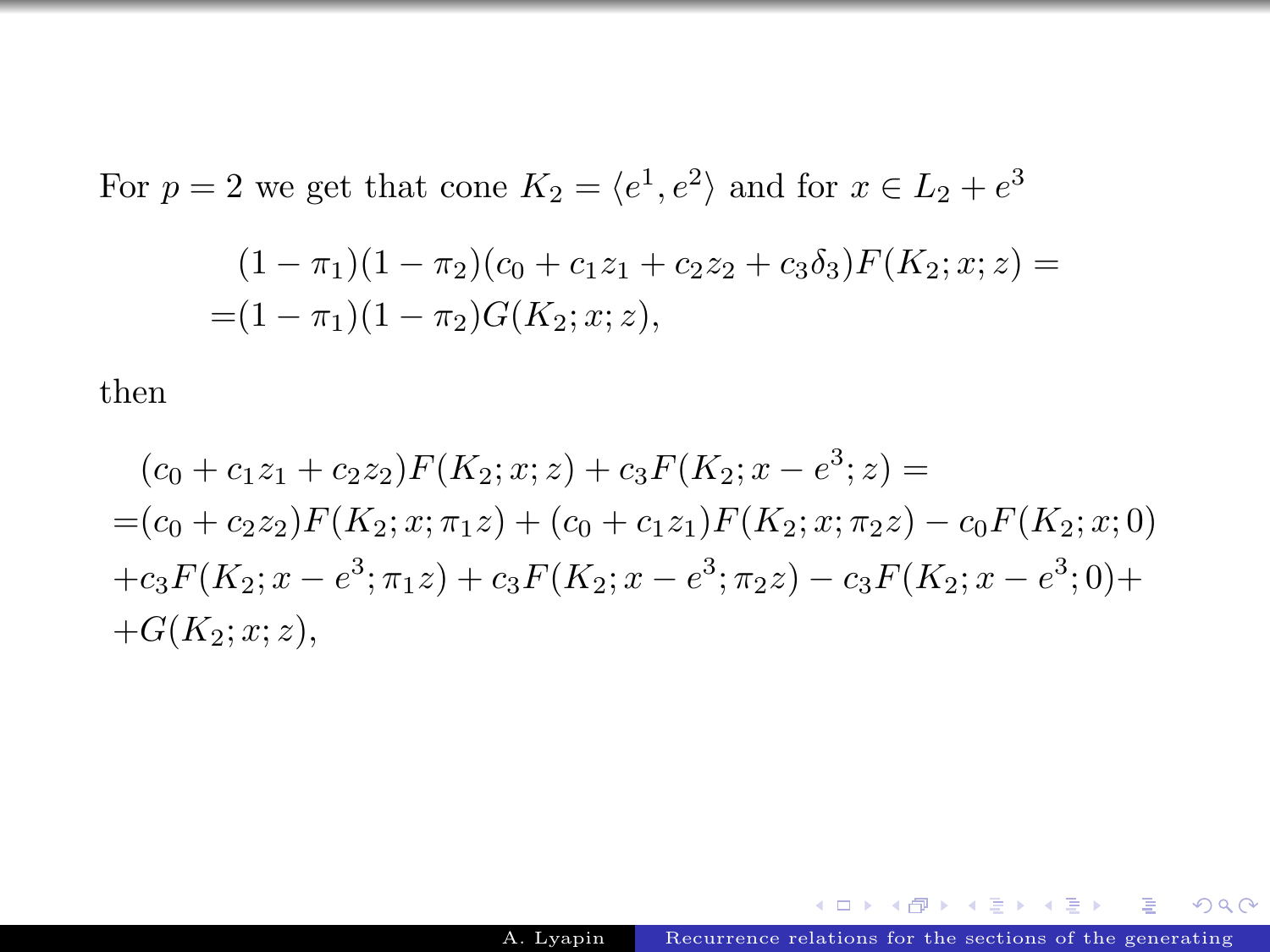For $p = 2$ we get that cone $K_2 = \langle e^1, e^2 \rangle$ and for $x \in L_2 + e^3$

$$
\begin{aligned}
&(1-\pi_1)(1-\pi_2)(c_0 + c_1 z_1 + c_2 z_2 + c_3 \delta_3) F(K_2; x; z) = \\
=&(1-\pi_1)(1-\pi_2) G(K_2; x; z),
\end{aligned}
$$

then

$$
\begin{aligned}
&(c_0 + c_1 z_1 + c_2 z_2) F(K_2; x; z) + c_3 F(K_2; x - e^3; z) = \\
=&(c_0 + c_2 z_2) F(K_2; x; \pi_1 z) + (c_0 + c_1 z_1) F(K_2; x; \pi_2 z) - c_0 F(K_2; x; 0) \\
&+ c_3 F(K_2; x - e^3; \pi_1 z) + c_3 F(K_2; x - e^3; \pi_2 z) - c_3 F(K_2; x - e^3; 0) + \\
&+ G(K_2; x; z),
\end{aligned}
$$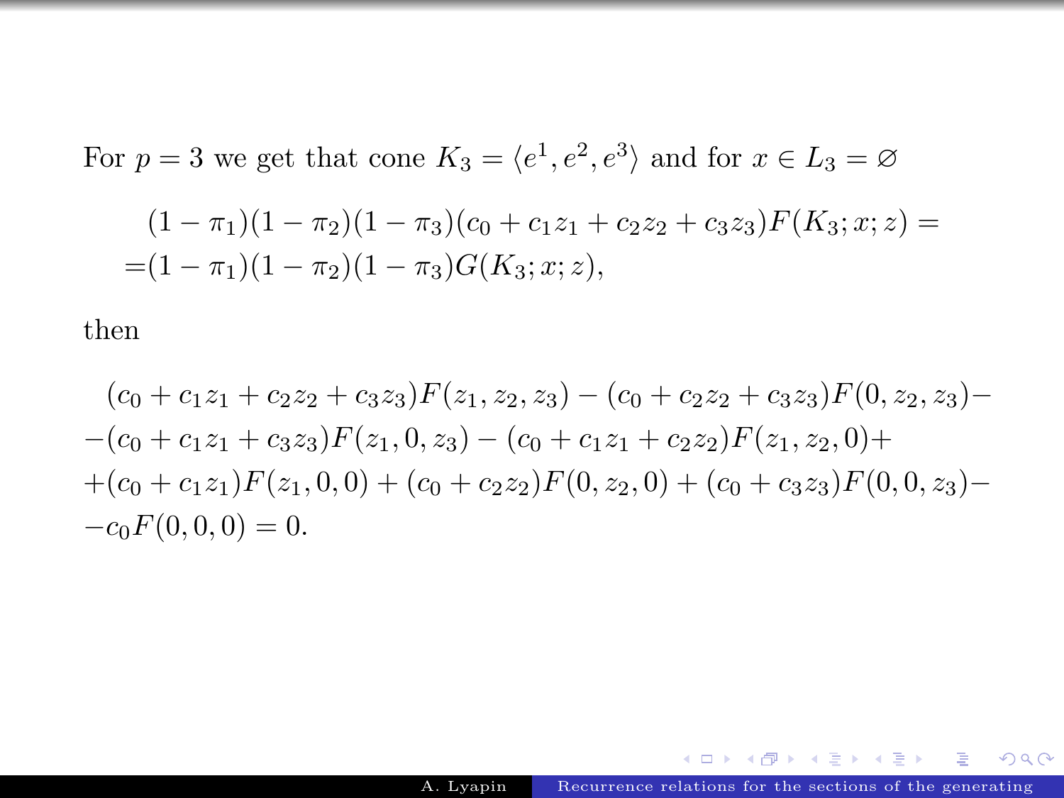For $p = 3$ we get that cone $K_3 = \langle e^1, e^2, e^3 \rangle$ and for $x \in L_3 = \varnothing$

$$
\begin{aligned}
&(1-\pi_1)(1-\pi_2)(1-\pi_3)(c_0 + c_1 z_1 + c_2 z_2 + c_3 z_3)F(K_3; x; z) = \\
=&(1-\pi_1)(1-\pi_2)(1-\pi_3)G(K_3; x; z),
\end{aligned}
$$

then

$$
\begin{aligned}
&(c_0 + c_1 z_1 + c_2 z_2 + c_3 z_3)F(z_1, z_2, z_3) - (c_0 + c_2 z_2 + c_3 z_3)F(0, z_2, z_3) - \\
&-(c_0 + c_1 z_1 + c_3 z_3)F(z_1, 0, z_3) - (c_0 + c_1 z_1 + c_2 z_2)F(z_1, z_2, 0) + \\
&+(c_0 + c_1 z_1)F(z_1, 0, 0) + (c_0 + c_2 z_2)F(0, z_2, 0) + (c_0 + c_3 z_3)F(0, 0, z_3) - \\
&-c_0 F(0, 0, 0) = 0.
\end{aligned}
$$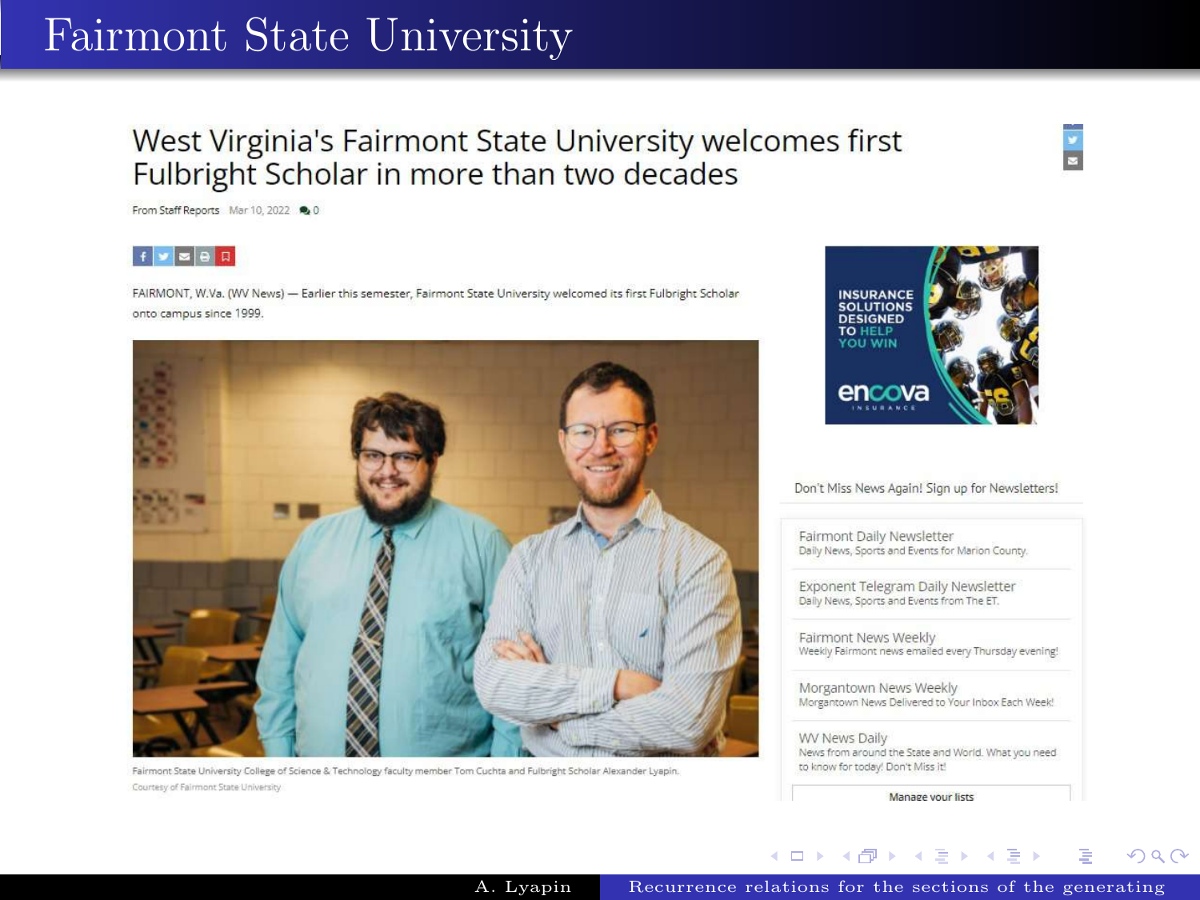# Fairmont State University

## West Virginia's Fairmont State University welcomes first Fulbright Scholar in more than two decades

From Staff Reports Mar 10, 2022 0

FAIRMONT, W.Va. (WV News) — Earlier this semester, Fairmont State University welcomed its first Fulbright Scholar onto campus since 1999.

Fairmont State University College of Science & Technology faculty member Tom Cuchta and Fulbright Scholar Alexander Lyapin.

Courtesy of Fairmont State University

INSURANCE SOLUTIONS DESIGNED TO HELP YOU WIN

encova INSURANCE

Don't Miss News Again! Sign up for Newsletters!

Fairmont Daily Newsletter
Daily News, Sports and Events for Marion County.

Exponent Telegram Daily Newsletter
Daily News, Sports and Events from The ET.

Fairmont News Weekly
Weekly Fairmont news emailed every Thursday evening!

Morgantown News Weekly
Morgantown News Delivered to Your Inbox Each Week!

WV News Daily
News from around the State and World. What you need to know for today! Don't Miss It!

Manage your lists